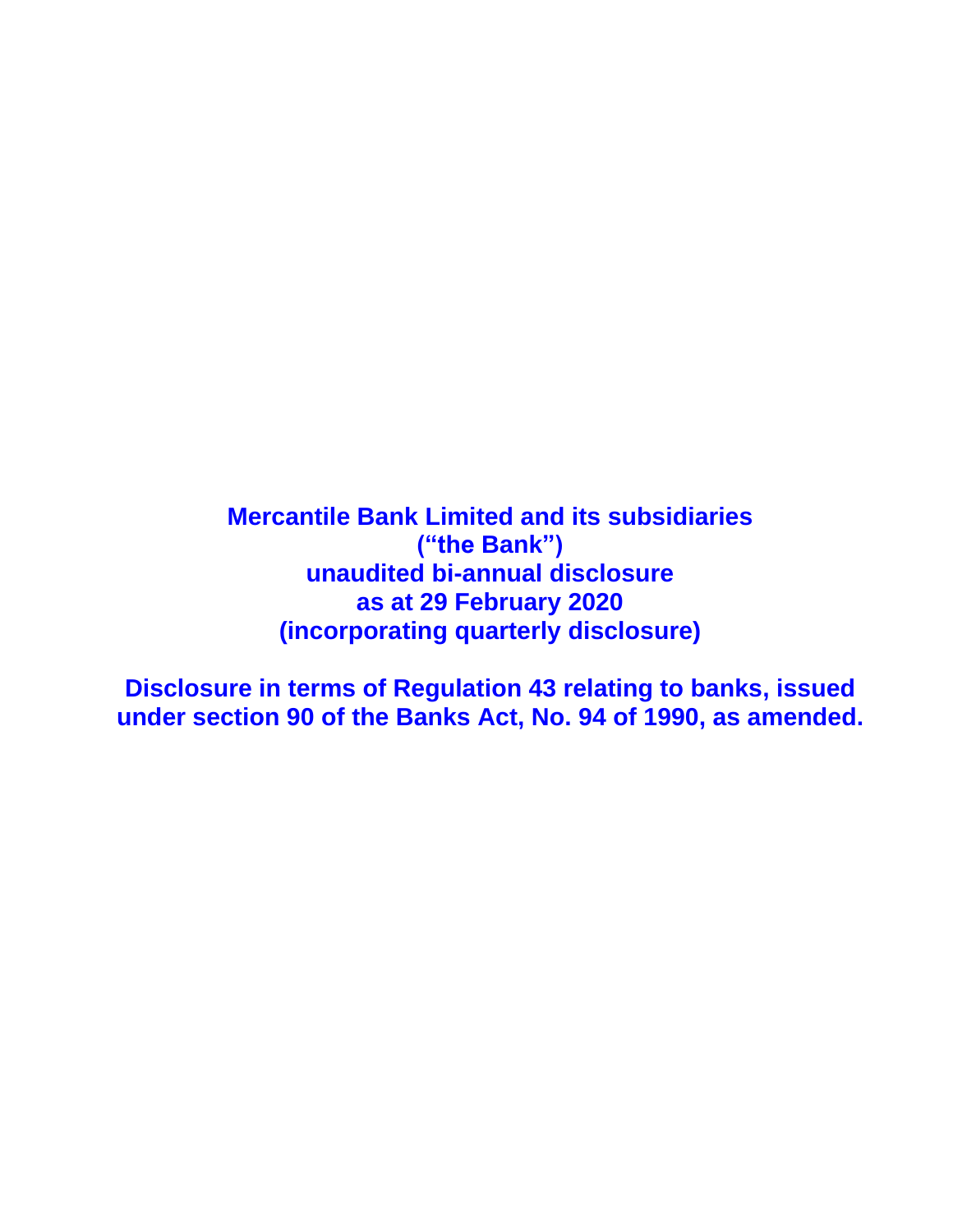**Mercantile Bank Limited and its subsidiaries**
**("the Bank")**
**unaudited bi-annual disclosure**
**as at 29 February 2020**
**(incorporating quarterly disclosure)**

**Disclosure in terms of Regulation 43 relating to banks, issued under section 90 of the Banks Act, No. 94 of 1990, as amended.**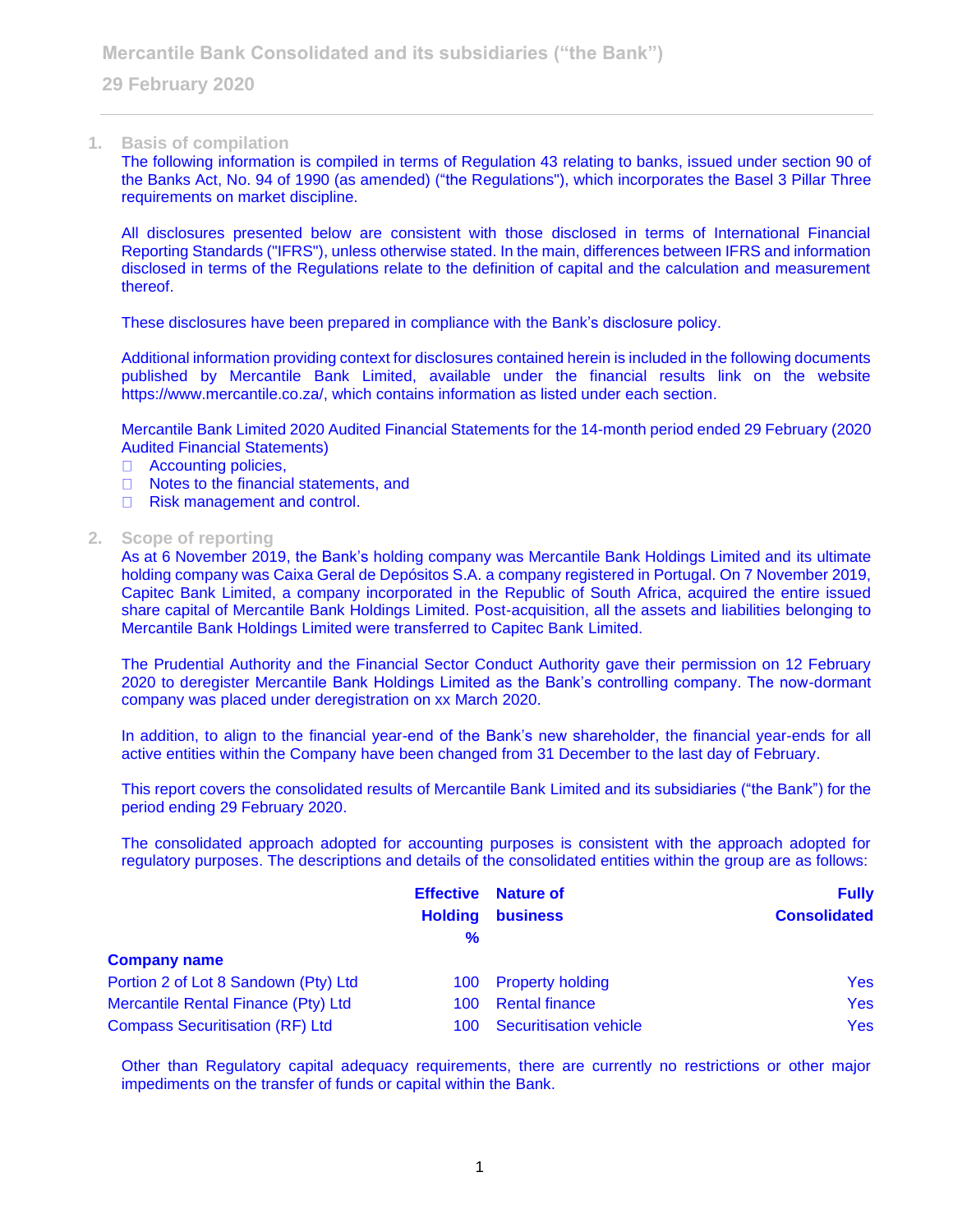## 1. Basis of compilation

The following information is compiled in terms of Regulation 43 relating to banks, issued under section 90 of the Banks Act, No. 94 of 1990 (as amended) ("the Regulations"), which incorporates the Basel 3 Pillar Three requirements on market discipline.

All disclosures presented below are consistent with those disclosed in terms of International Financial Reporting Standards ("IFRS"), unless otherwise stated. In the main, differences between IFRS and information disclosed in terms of the Regulations relate to the definition of capital and the calculation and measurement thereof.

These disclosures have been prepared in compliance with the Bank's disclosure policy.

Additional information providing context for disclosures contained herein is included in the following documents published by Mercantile Bank Limited, available under the financial results link on the website https://www.mercantile.co.za/, which contains information as listed under each section.

Mercantile Bank Limited 2020 Audited Financial Statements for the 14-month period ended 29 February (2020 Audited Financial Statements)

- Accounting policies,
- Notes to the financial statements, and
- Risk management and control.

## 2. Scope of reporting

As at 6 November 2019, the Bank's holding company was Mercantile Bank Holdings Limited and its ultimate holding company was Caixa Geral de Depósitos S.A. a company registered in Portugal. On 7 November 2019, Capitec Bank Limited, a company incorporated in the Republic of South Africa, acquired the entire issued share capital of Mercantile Bank Holdings Limited. Post-acquisition, all the assets and liabilities belonging to Mercantile Bank Holdings Limited were transferred to Capitec Bank Limited.

The Prudential Authority and the Financial Sector Conduct Authority gave their permission on 12 February 2020 to deregister Mercantile Bank Holdings Limited as the Bank's controlling company. The now-dormant company was placed under deregistration on xx March 2020.

In addition, to align to the financial year-end of the Bank's new shareholder, the financial year-ends for all active entities within the Company have been changed from 31 December to the last day of February.

This report covers the consolidated results of Mercantile Bank Limited and its subsidiaries ("the Bank") for the period ending 29 February 2020.

The consolidated approach adopted for accounting purposes is consistent with the approach adopted for regulatory purposes. The descriptions and details of the consolidated entities within the group are as follows:

| Company name | Effective Holding % | Nature of business | Fully Consolidated |
|---|---|---|---|
| Portion 2 of Lot 8 Sandown (Pty) Ltd | 100 | Property holding | Yes |
| Mercantile Rental Finance (Pty) Ltd | 100 | Rental finance | Yes |
| Compass Securitisation (RF) Ltd | 100 | Securitisation vehicle | Yes |

Other than Regulatory capital adequacy requirements, there are currently no restrictions or other major impediments on the transfer of funds or capital within the Bank.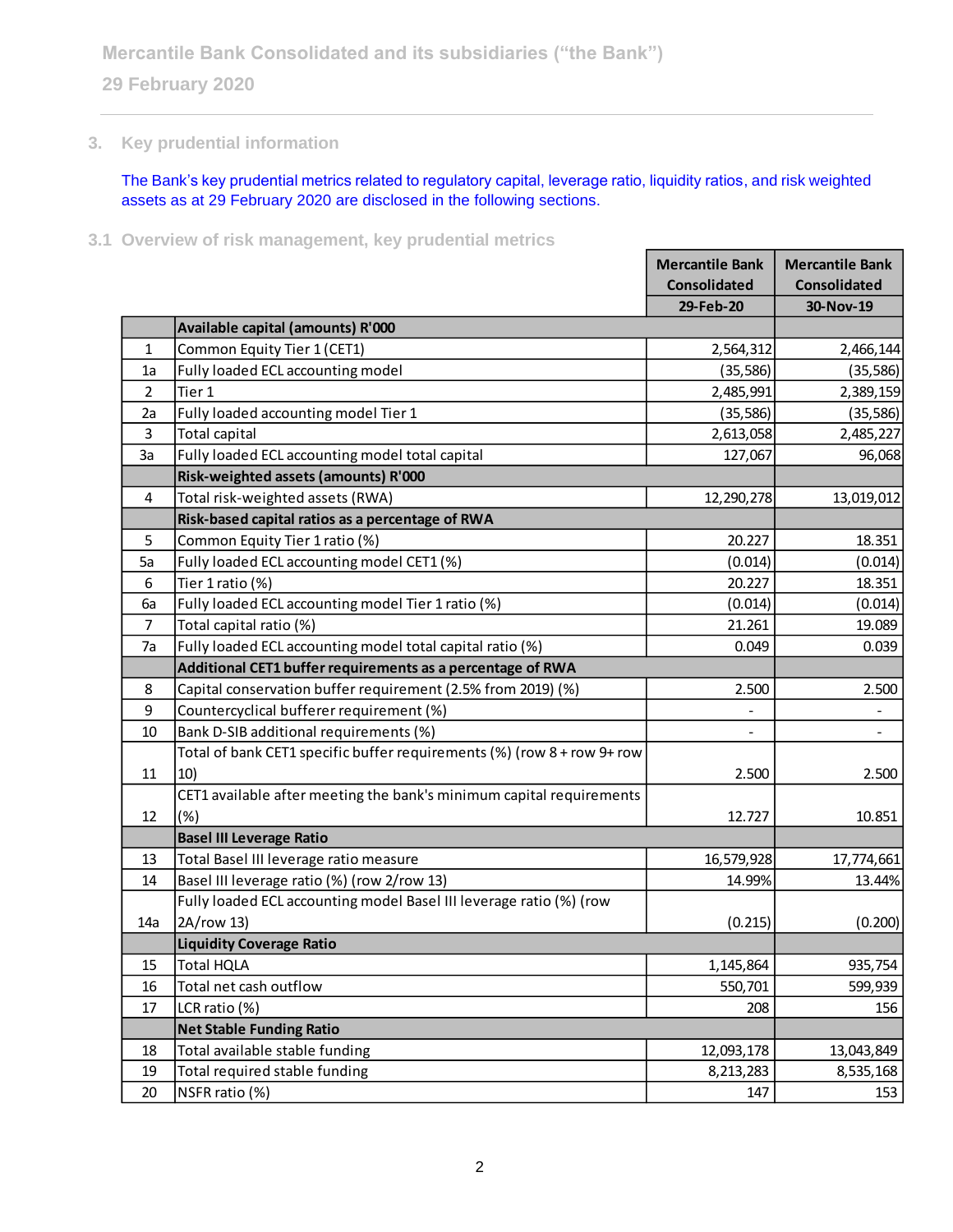## 3. Key prudential information

The Bank's key prudential metrics related to regulatory capital, leverage ratio, liquidity ratios, and risk weighted assets as at 29 February 2020 are disclosed in the following sections.

### 3.1 Overview of risk management, key prudential metrics

| | | Mercantile Bank Consolidated | Mercantile Bank Consolidated |
|---|---|---|---|
| | | 29-Feb-20 | 30-Nov-19 |
| | **Available capital (amounts) R'000** | | |
| 1 | Common Equity Tier 1 (CET1) | 2,564,312 | 2,466,144 |
| 1a | Fully loaded ECL accounting model | (35,586) | (35,586) |
| 2 | Tier 1 | 2,485,991 | 2,389,159 |
| 2a | Fully loaded accounting model Tier 1 | (35,586) | (35,586) |
| 3 | Total capital | 2,613,058 | 2,485,227 |
| 3a | Fully loaded ECL accounting model total capital | 127,067 | 96,068 |
| | **Risk-weighted assets (amounts) R'000** | | |
| 4 | Total risk-weighted assets (RWA) | 12,290,278 | 13,019,012 |
| | **Risk-based capital ratios as a percentage of RWA** | | |
| 5 | Common Equity Tier 1 ratio (%) | 20.227 | 18.351 |
| 5a | Fully loaded ECL accounting model CET1 (%) | (0.014) | (0.014) |
| 6 | Tier 1 ratio (%) | 20.227 | 18.351 |
| 6a | Fully loaded ECL accounting model Tier 1 ratio (%) | (0.014) | (0.014) |
| 7 | Total capital ratio (%) | 21.261 | 19.089 |
| 7a | Fully loaded ECL accounting model total capital ratio (%) | 0.049 | 0.039 |
| | **Additional CET1 buffer requirements as a percentage of RWA** | | |
| 8 | Capital conservation buffer requirement (2.5% from 2019) (%) | 2.500 | 2.500 |
| 9 | Countercyclical bufferer requirement (%) | - | - |
| 10 | Bank D-SIB additional requirements (%) | - | - |
| 11 | Total of bank CET1 specific buffer requirements (%) (row 8 + row 9+ row 10) | 2.500 | 2.500 |
| 12 | CET1 available after meeting the bank's minimum capital requirements (%) | 12.727 | 10.851 |
| | **Basel III Leverage Ratio** | | |
| 13 | Total Basel III leverage ratio measure | 16,579,928 | 17,774,661 |
| 14 | Basel III leverage ratio (%) (row 2/row 13) | 14.99% | 13.44% |
| 14a | Fully loaded ECL accounting model Basel III leverage ratio (%) (row 2A/row 13) | (0.215) | (0.200) |
| | **Liquidity Coverage Ratio** | | |
| 15 | Total HQLA | 1,145,864 | 935,754 |
| 16 | Total net cash outflow | 550,701 | 599,939 |
| 17 | LCR ratio (%) | 208 | 156 |
| | **Net Stable Funding Ratio** | | |
| 18 | Total available stable funding | 12,093,178 | 13,043,849 |
| 19 | Total required stable funding | 8,213,283 | 8,535,168 |
| 20 | NSFR ratio (%) | 147 | 153 |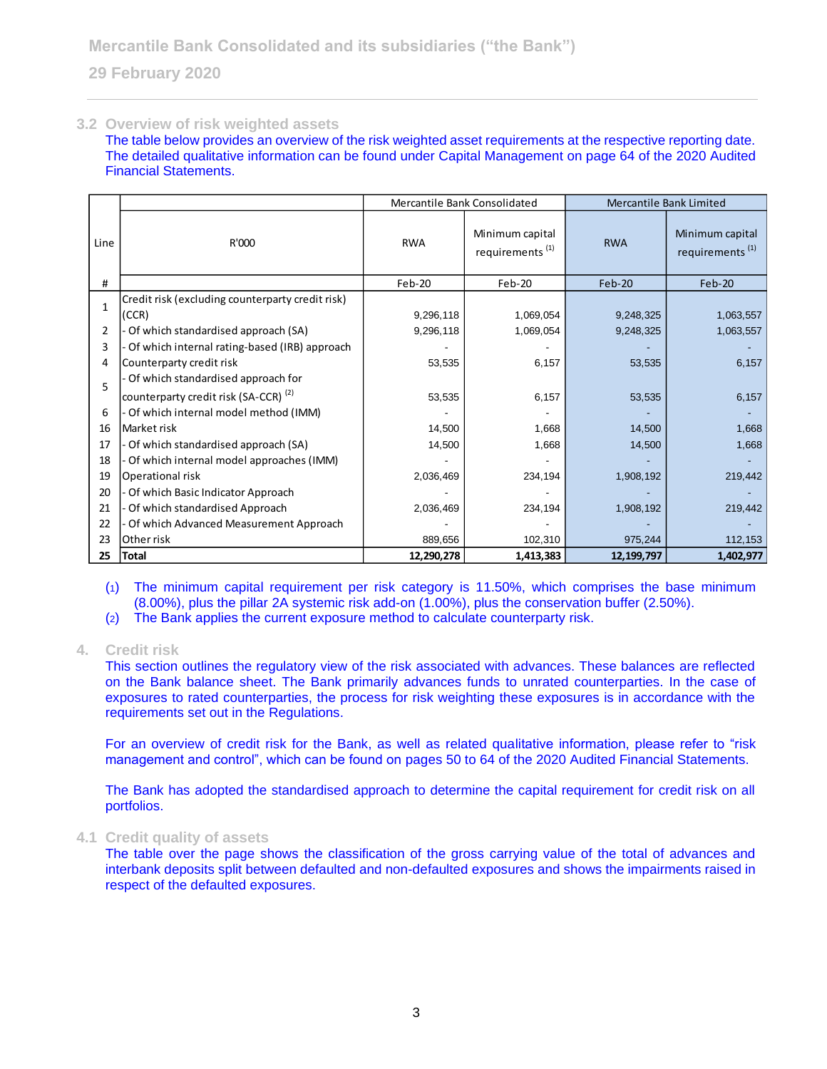### 3.2 Overview of risk weighted assets

The table below provides an overview of the risk weighted asset requirements at the respective reporting date. The detailed qualitative information can be found under Capital Management on page 64 of the 2020 Audited Financial Statements.

| Line | R'000 | Mercantile Bank Consolidated | | Mercantile Bank Limited | |
|---|---|---|---|---|---|
| | | RWA | Minimum capital requirements [(1)] | RWA | Minimum capital requirements [(1)] |
| # | | Feb-20 | Feb-20 | Feb-20 | Feb-20 |
| 1 | Credit risk (excluding counterparty credit risk) (CCR) | 9,296,118 | 1,069,054 | 9,248,325 | 1,063,557 |
| 2 | - Of which standardised approach (SA) | 9,296,118 | 1,069,054 | 9,248,325 | 1,063,557 |
| 3 | - Of which internal rating-based (IRB) approach | - | - | - | - |
| 4 | Counterparty credit risk | 53,535 | 6,157 | 53,535 | 6,157 |
| 5 | - Of which standardised approach for counterparty credit risk (SA-CCR) [(2)] | 53,535 | 6,157 | 53,535 | 6,157 |
| 6 | - Of which internal model method (IMM) | - | - | - | - |
| 16 | Market risk | 14,500 | 1,668 | 14,500 | 1,668 |
| 17 | - Of which standardised approach (SA) | 14,500 | 1,668 | 14,500 | 1,668 |
| 18 | - Of which internal model approaches (IMM) | - | - | - | - |
| 19 | Operational risk | 2,036,469 | 234,194 | 1,908,192 | 219,442 |
| 20 | - Of which Basic Indicator Approach | - | - | - | - |
| 21 | - Of which standardised Approach | 2,036,469 | 234,194 | 1,908,192 | 219,442 |
| 22 | - Of which Advanced Measurement Approach | - | - | - | - |
| 23 | Other risk | 889,656 | 102,310 | 975,244 | 112,153 |
| **25** | **Total** | **12,290,278** | **1,413,383** | **12,199,797** | **1,402,977** |

(1) The minimum capital requirement per risk category is 11.50%, which comprises the base minimum (8.00%), plus the pillar 2A systemic risk add-on (1.00%), plus the conservation buffer (2.50%).

(2) The Bank applies the current exposure method to calculate counterparty risk.

## 4. Credit risk

This section outlines the regulatory view of the risk associated with advances. These balances are reflected on the Bank balance sheet. The Bank primarily advances funds to unrated counterparties. In the case of exposures to rated counterparties, the process for risk weighting these exposures is in accordance with the requirements set out in the Regulations.

For an overview of credit risk for the Bank, as well as related qualitative information, please refer to "risk management and control", which can be found on pages 50 to 64 of the 2020 Audited Financial Statements.

The Bank has adopted the standardised approach to determine the capital requirement for credit risk on all portfolios.

### 4.1 Credit quality of assets

The table over the page shows the classification of the gross carrying value of the total of advances and interbank deposits split between defaulted and non-defaulted exposures and shows the impairments raised in respect of the defaulted exposures.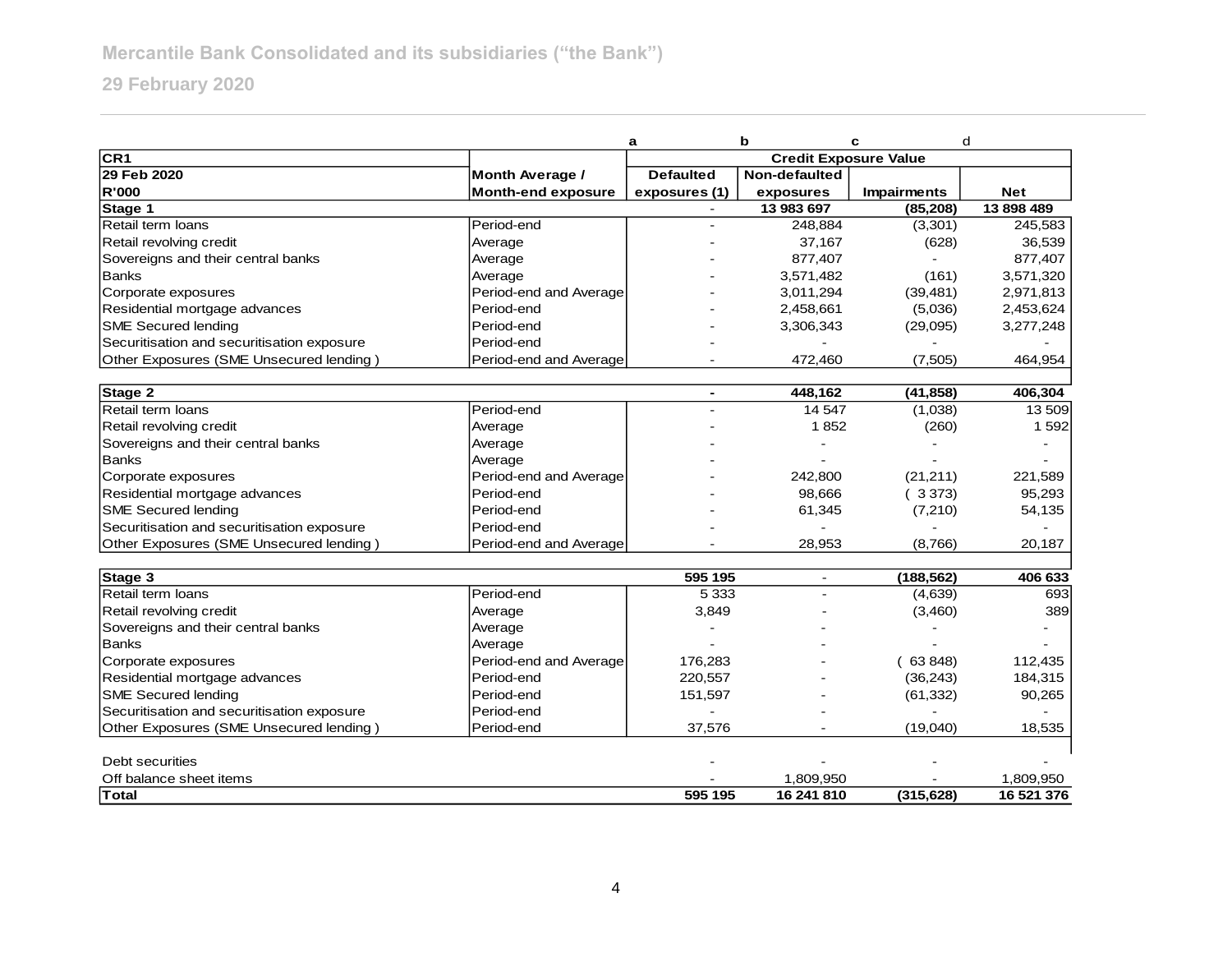Mercantile Bank Consolidated and its subsidiaries ("the Bank")

29 February 2020

| CR1 | | a | b | c | d |
|---|---|---|---|---|---|
| | | Credit Exposure Value | | | |
| 29 Feb 2020 R'000 | Month Average / Month-end exposure | Defaulted exposures (1) | Non-defaulted exposures | Impairments | Net |
| **Stage 1** | | - | **13 983 697** | **(85,208)** | **13 898 489** |
| Retail term loans | Period-end | - | 248,884 | (3,301) | 245,583 |
| Retail revolving credit | Average | - | 37,167 | (628) | 36,539 |
| Sovereigns and their central banks | Average | - | 877,407 | - | 877,407 |
| Banks | Average | - | 3,571,482 | (161) | 3,571,320 |
| Corporate exposures | Period-end and Average | - | 3,011,294 | (39,481) | 2,971,813 |
| Residential mortgage advances | Period-end | - | 2,458,661 | (5,036) | 2,453,624 |
| SME Secured lending | Period-end | - | 3,306,343 | (29,095) | 3,277,248 |
| Securitisation and securitisation exposure | Period-end | - | - | - | - |
| Other Exposures (SME Unsecured lending ) | Period-end and Average | - | 472,460 | (7,505) | 464,954 |
| **Stage 2** | | **-** | **448,162** | **(41,858)** | **406,304** |
| Retail term loans | Period-end | - | 14 547 | (1,038) | 13 509 |
| Retail revolving credit | Average | - | 1 852 | (260) | 1 592 |
| Sovereigns and their central banks | Average | - | - | - | - |
| Banks | Average | - | - | - | - |
| Corporate exposures | Period-end and Average | - | 242,800 | (21,211) | 221,589 |
| Residential mortgage advances | Period-end | - | 98,666 | ( 3 373) | 95,293 |
| SME Secured lending | Period-end | - | 61,345 | (7,210) | 54,135 |
| Securitisation and securitisation exposure | Period-end | - | - | - | - |
| Other Exposures (SME Unsecured lending ) | Period-end and Average | - | 28,953 | (8,766) | 20,187 |
| **Stage 3** | | **595 195** | - | **(188,562)** | **406 633** |
| Retail term loans | Period-end | 5 333 | - | (4,639) | 693 |
| Retail revolving credit | Average | 3,849 | - | (3,460) | 389 |
| Sovereigns and their central banks | Average | - | - | - | - |
| Banks | Average | - | - | - | - |
| Corporate exposures | Period-end and Average | 176,283 | - | ( 63 848) | 112,435 |
| Residential mortgage advances | Period-end | 220,557 | - | (36,243) | 184,315 |
| SME Secured lending | Period-end | 151,597 | - | (61,332) | 90,265 |
| Securitisation and securitisation exposure | Period-end | - | - | - | - |
| Other Exposures (SME Unsecured lending ) | Period-end | 37,576 | - | (19,040) | 18,535 |
| Debt securities | | - | - | - | - |
| Off balance sheet items | | - | 1,809,950 | - | 1,809,950 |
| **Total** | | **595 195** | **16 241 810** | **(315,628)** | **16 521 376** |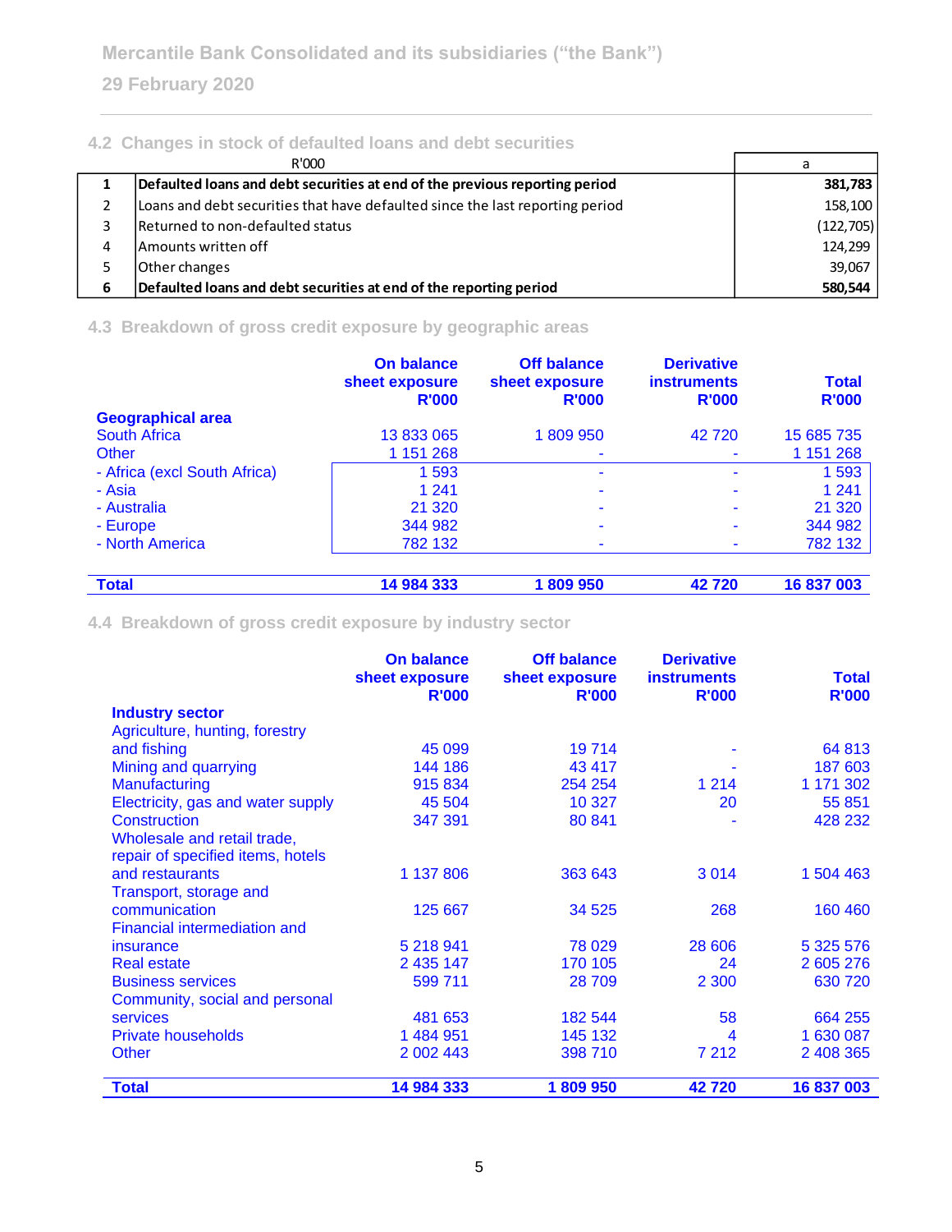### 4.2 Changes in stock of defaulted loans and debt securities

| | R'000 | a |
|---|---|---|
| **1** | **Defaulted loans and debt securities at end of the previous reporting period** | **381,783** |
| 2 | Loans and debt securities that have defaulted since the last reporting period | 158,100 |
| 3 | Returned to non-defaulted status | (122,705) |
| 4 | Amounts written off | 124,299 |
| 5 | Other changes | 39,067 |
| **6** | **Defaulted loans and debt securities at end of the reporting period** | **580,544** |

### 4.3 Breakdown of gross credit exposure by geographic areas

| **Geographical area** | **On balance sheet exposure R'000** | **Off balance sheet exposure R'000** | **Derivative instruments R'000** | **Total R'000** |
|---|---|---|---|---|
| South Africa | 13 833 065 | 1 809 950 | 42 720 | 15 685 735 |
| Other | 1 151 268 | - | - | 1 151 268 |
| - Africa (excl South Africa) | 1 593 | - | - | 1 593 |
| - Asia | 1 241 | - | - | 1 241 |
| - Australia | 21 320 | - | - | 21 320 |
| - Europe | 344 982 | - | - | 344 982 |
| - North America | 782 132 | - | - | 782 132 |
| **Total** | **14 984 333** | **1 809 950** | **42 720** | **16 837 003** |

### 4.4 Breakdown of gross credit exposure by industry sector

| **Industry sector** | **On balance sheet exposure R'000** | **Off balance sheet exposure R'000** | **Derivative instruments R'000** | **Total R'000** |
|---|---|---|---|---|
| Agriculture, hunting, forestry and fishing | 45 099 | 19 714 | - | 64 813 |
| Mining and quarrying | 144 186 | 43 417 | - | 187 603 |
| Manufacturing | 915 834 | 254 254 | 1 214 | 1 171 302 |
| Electricity, gas and water supply | 45 504 | 10 327 | 20 | 55 851 |
| Construction | 347 391 | 80 841 | - | 428 232 |
| Wholesale and retail trade, repair of specified items, hotels and restaurants | 1 137 806 | 363 643 | 3 014 | 1 504 463 |
| Transport, storage and communication | 125 667 | 34 525 | 268 | 160 460 |
| Financial intermediation and insurance | 5 218 941 | 78 029 | 28 606 | 5 325 576 |
| Real estate | 2 435 147 | 170 105 | 24 | 2 605 276 |
| Business services | 599 711 | 28 709 | 2 300 | 630 720 |
| Community, social and personal services | 481 653 | 182 544 | 58 | 664 255 |
| Private households | 1 484 951 | 145 132 | 4 | 1 630 087 |
| Other | 2 002 443 | 398 710 | 7 212 | 2 408 365 |
| **Total** | **14 984 333** | **1 809 950** | **42 720** | **16 837 003** |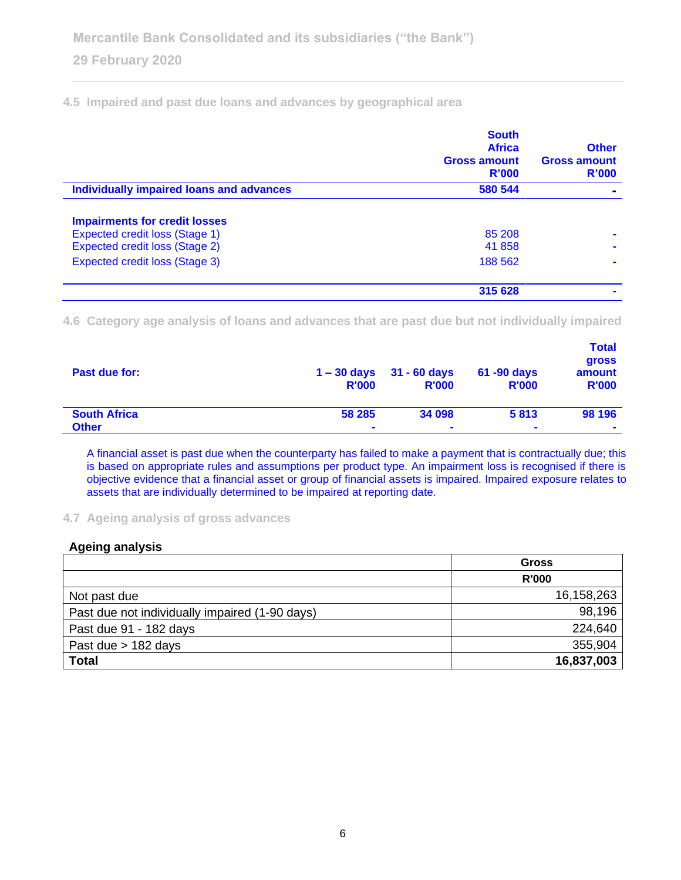## 4.5 Impaired and past due loans and advances by geographical area

| | South Africa Gross amount R'000 | Other Gross amount R'000 |
|---|---|---|
| **Individually impaired loans and advances** | **580 544** | **-** |
| | | |
| **Impairments for credit losses** | | |
| Expected credit loss (Stage 1) | 85 208 | - |
| Expected credit loss (Stage 2) | 41 858 | - |
| Expected credit loss (Stage 3) | 188 562 | - |
| | **315 628** | **-** |

## 4.6 Category age analysis of loans and advances that are past due but not individually impaired

| Past due for: | 1 – 30 days R'000 | 31 - 60 days R'000 | 61 -90 days R'000 | Total gross amount R'000 |
|---|---|---|---|---|
| **South Africa** | **58 285** | **34 098** | **5 813** | **98 196** |
| **Other** | **-** | **-** | **-** | **-** |

A financial asset is past due when the counterparty has failed to make a payment that is contractually due; this is based on appropriate rules and assumptions per product type. An impairment loss is recognised if there is objective evidence that a financial asset or group of financial assets is impaired. Impaired exposure relates to assets that are individually determined to be impaired at reporting date.

## 4.7 Ageing analysis of gross advances

**Ageing analysis**

| | Gross R'000 |
|---|---|
| Not past due | 16,158,263 |
| Past due not individually impaired (1-90 days) | 98,196 |
| Past due 91 - 182 days | 224,640 |
| Past due > 182 days | 355,904 |
| **Total** | **16,837,003** |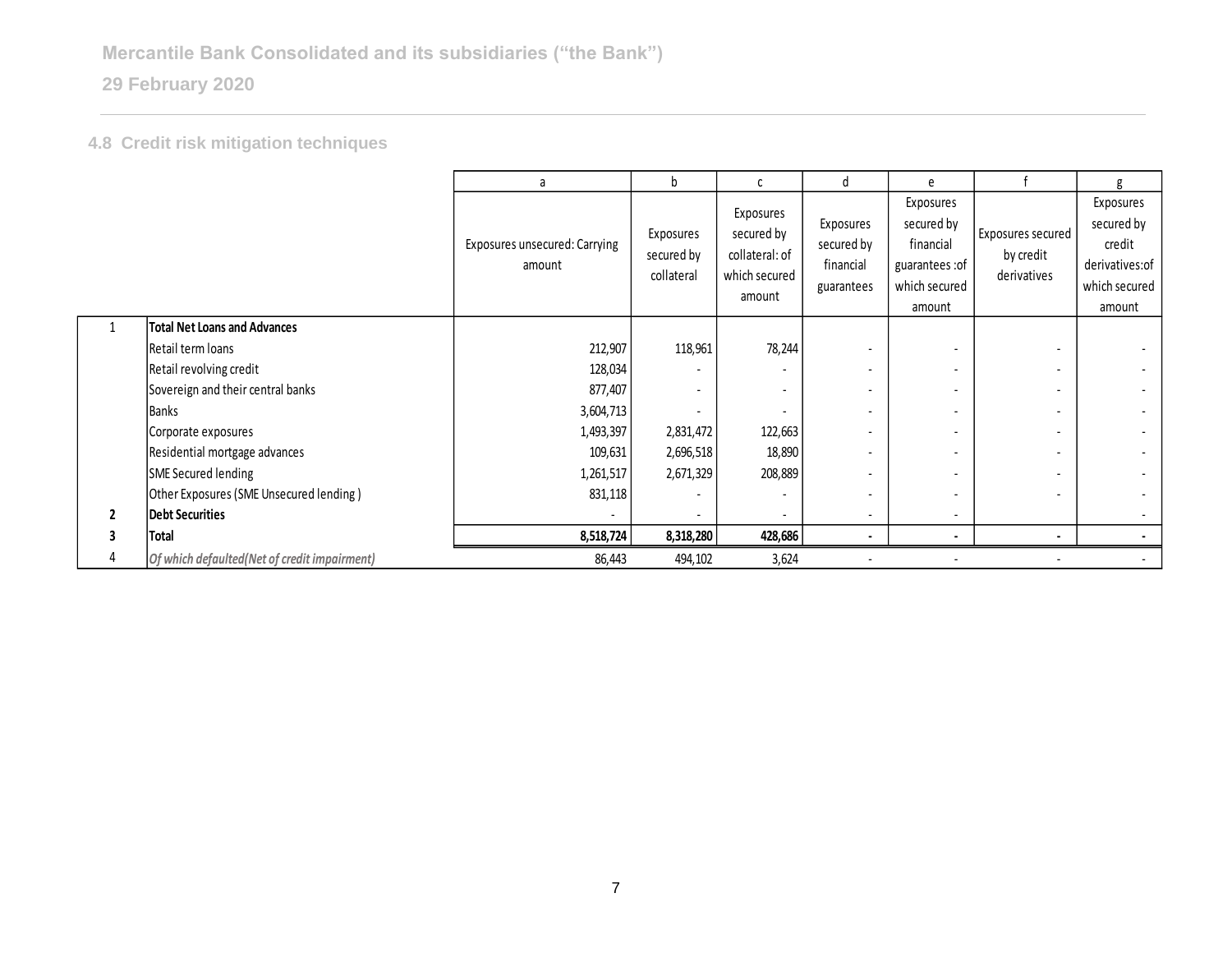## 4.8 Credit risk mitigation techniques

| | | a | b | c | d | e | f | g |
|---|---|---|---|---|---|---|---|---|
| | | Exposures unsecured: Carrying amount | Exposures secured by collateral | Exposures secured by collateral: of which secured amount | Exposures secured by financial guarantees | Exposures secured by financial guarantees :of which secured amount | Exposures secured by credit derivatives | Exposures secured by credit derivatives:of which secured amount |
| 1 | **Total Net Loans and Advances** | | | | | | | |
| | Retail term loans | 212,907 | 118,961 | 78,244 | - | - | - | - |
| | Retail revolving credit | 128,034 | - | - | - | - | - | - |
| | Sovereign and their central banks | 877,407 | - | - | - | - | - | - |
| | Banks | 3,604,713 | - | - | - | - | - | - |
| | Corporate exposures | 1,493,397 | 2,831,472 | 122,663 | - | - | - | - |
| | Residential mortgage advances | 109,631 | 2,696,518 | 18,890 | - | - | - | - |
| | SME Secured lending | 1,261,517 | 2,671,329 | 208,889 | - | - | - | - |
| | Other Exposures (SME Unsecured lending ) | 831,118 | - | - | - | - | - | - |
| **2** | **Debt Securities** | - | - | - | - | - | | - |
| **3** | **Total** | **8,518,724** | **8,318,280** | **428,686** | **-** | **-** | **-** | **-** |
| 4 | *Of which defaulted(Net of credit impairment)* | 86,443 | 494,102 | 3,624 | - | - | - | - |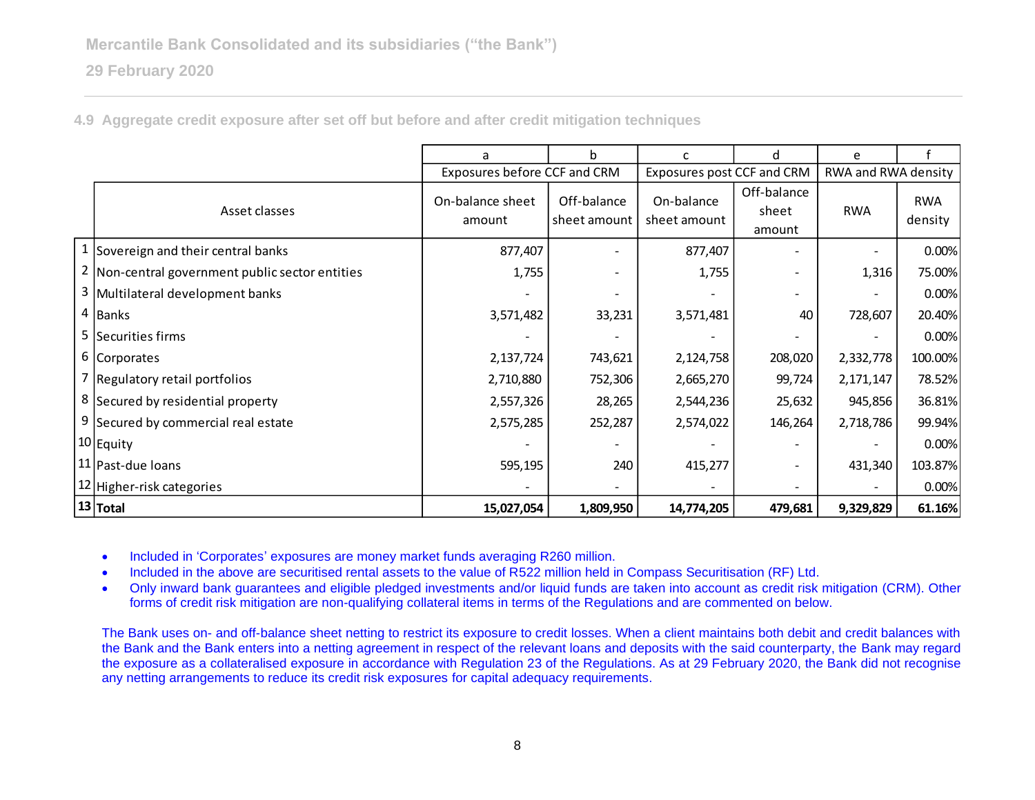Mercantile Bank Consolidated and its subsidiaries ("the Bank")

29 February 2020

### 4.9 Aggregate credit exposure after set off but before and after credit mitigation techniques

| | | a | b | c | d | e | f |
|---|---|---|---|---|---|---|---|
| | | Exposures before CCF and CRM | | Exposures post CCF and CRM | | RWA and RWA density | |
| | Asset classes | On-balance sheet amount | Off-balance sheet amount | On-balance sheet amount | Off-balance sheet amount | RWA | RWA density |
| 1 | Sovereign and their central banks | 877,407 | - | 877,407 | - | - | 0.00% |
| 2 | Non-central government public sector entities | 1,755 | - | 1,755 | - | 1,316 | 75.00% |
| 3 | Multilateral development banks | - | - | - | - | - | 0.00% |
| 4 | Banks | 3,571,482 | 33,231 | 3,571,481 | 40 | 728,607 | 20.40% |
| 5 | Securities firms | - | - | - | - | - | 0.00% |
| 6 | Corporates | 2,137,724 | 743,621 | 2,124,758 | 208,020 | 2,332,778 | 100.00% |
| 7 | Regulatory retail portfolios | 2,710,880 | 752,306 | 2,665,270 | 99,724 | 2,171,147 | 78.52% |
| 8 | Secured by residential property | 2,557,326 | 28,265 | 2,544,236 | 25,632 | 945,856 | 36.81% |
| 9 | Secured by commercial real estate | 2,575,285 | 252,287 | 2,574,022 | 146,264 | 2,718,786 | 99.94% |
| 10 | Equity | - | - | - | - | - | 0.00% |
| 11 | Past-due loans | 595,195 | 240 | 415,277 | - | 431,340 | 103.87% |
| 12 | Higher-risk categories | - | - | - | - | - | 0.00% |
| **13** | **Total** | **15,027,054** | **1,809,950** | **14,774,205** | **479,681** | **9,329,829** | **61.16%** |

- Included in 'Corporates' exposures are money market funds averaging R260 million.
- Included in the above are securitised rental assets to the value of R522 million held in Compass Securitisation (RF) Ltd.
- Only inward bank guarantees and eligible pledged investments and/or liquid funds are taken into account as credit risk mitigation (CRM). Other forms of credit risk mitigation are non-qualifying collateral items in terms of the Regulations and are commented on below.

The Bank uses on- and off-balance sheet netting to restrict its exposure to credit losses. When a client maintains both debit and credit balances with the Bank and the Bank enters into a netting agreement in respect of the relevant loans and deposits with the said counterparty, the Bank may regard the exposure as a collateralised exposure in accordance with Regulation 23 of the Regulations. As at 29 February 2020, the Bank did not recognise any netting arrangements to reduce its credit risk exposures for capital adequacy requirements.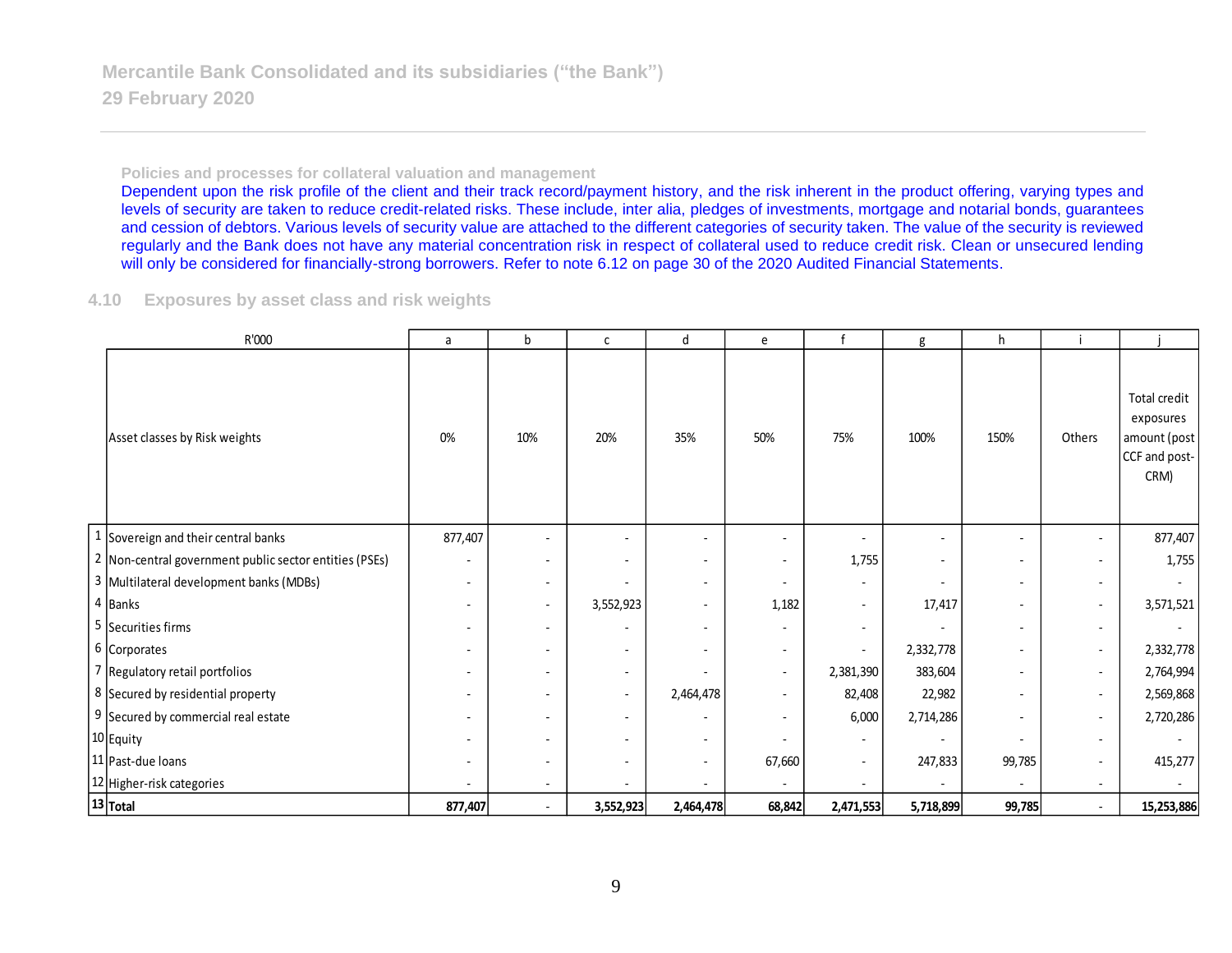**Policies and processes for collateral valuation and management**

Dependent upon the risk profile of the client and their track record/payment history, and the risk inherent in the product offering, varying types and levels of security are taken to reduce credit-related risks. These include, inter alia, pledges of investments, mortgage and notarial bonds, guarantees and cession of debtors. Various levels of security value are attached to the different categories of security taken. The value of the security is reviewed regularly and the Bank does not have any material concentration risk in respect of collateral used to reduce credit risk. Clean or unsecured lending will only be considered for financially-strong borrowers. Refer to note 6.12 on page 30 of the 2020 Audited Financial Statements.

## 4.10 Exposures by asset class and risk weights

| | R'000 | a | b | c | d | e | f | g | h | i | j |
|---|---|---|---|---|---|---|---|---|---|---|---|
| | Asset classes by Risk weights | 0% | 10% | 20% | 35% | 50% | 75% | 100% | 150% | Others | Total credit exposures amount (post CCF and post-CRM) |
| 1 | Sovereign and their central banks | 877,407 | - | - | - | - | - | - | - | - | 877,407 |
| 2 | Non-central government public sector entities (PSEs) | - | - | - | - | - | 1,755 | - | - | - | 1,755 |
| 3 | Multilateral development banks (MDBs) | - | - | - | - | - | - | - | - | - | - |
| 4 | Banks | - | - | 3,552,923 | - | 1,182 | - | 17,417 | - | - | 3,571,521 |
| 5 | Securities firms | - | - | - | - | - | - | - | - | - | - |
| 6 | Corporates | - | - | - | - | - | - | 2,332,778 | - | - | 2,332,778 |
| 7 | Regulatory retail portfolios | - | - | - | - | - | 2,381,390 | 383,604 | - | - | 2,764,994 |
| 8 | Secured by residential property | - | - | - | 2,464,478 | - | 82,408 | 22,982 | - | - | 2,569,868 |
| 9 | Secured by commercial real estate | - | - | - | - | - | 6,000 | 2,714,286 | - | - | 2,720,286 |
| 10 | Equity | - | - | - | - | - | - | - | - | - | - |
| 11 | Past-due loans | - | - | - | - | 67,660 | - | 247,833 | 99,785 | - | 415,277 |
| 12 | Higher-risk categories | - | - | - | - | - | - | - | - | - | - |
| **13** | **Total** | **877,407** | - | **3,552,923** | **2,464,478** | **68,842** | **2,471,553** | **5,718,899** | **99,785** | - | **15,253,886** |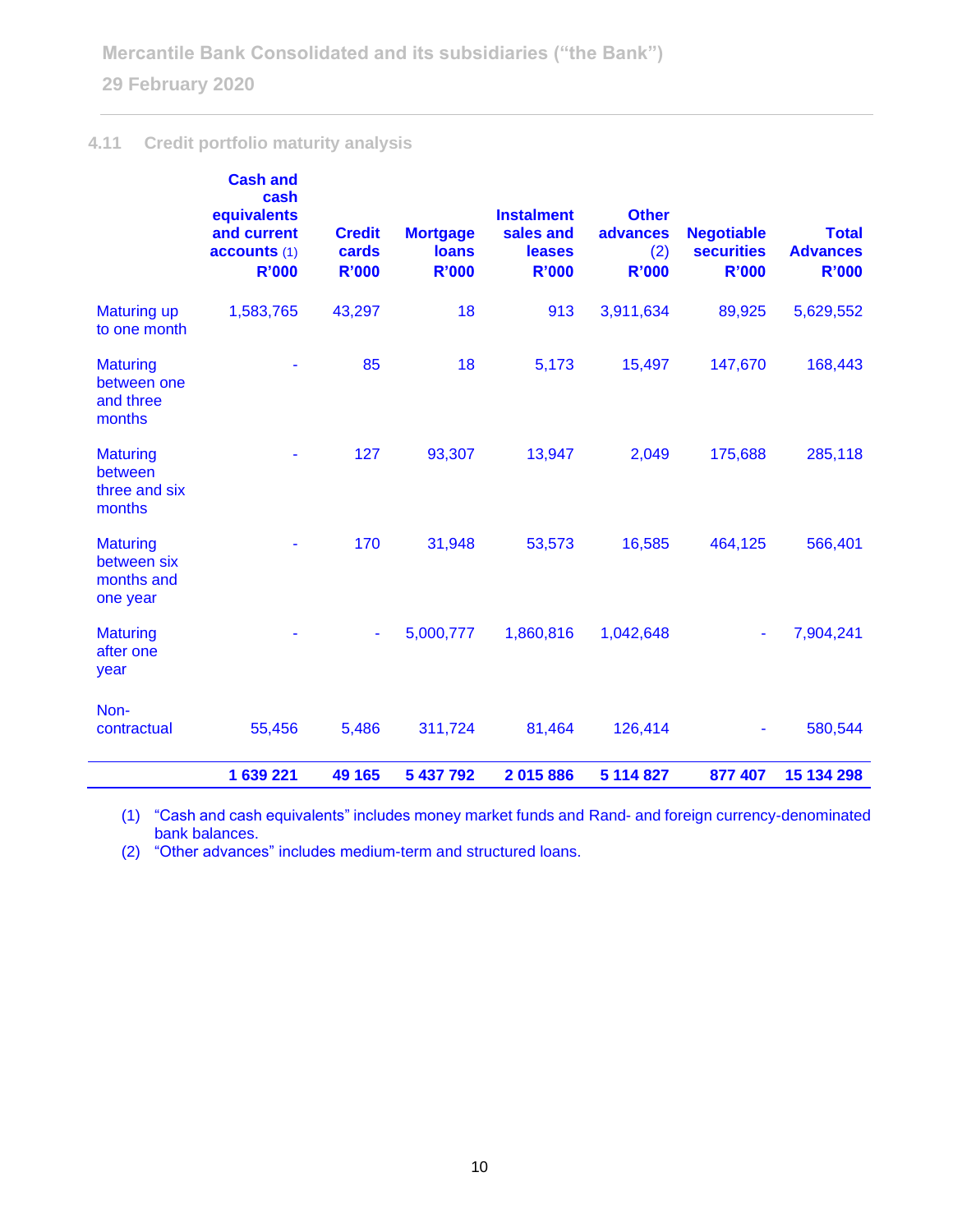## 4.11 Credit portfolio maturity analysis

| | Cash and cash equivalents and current accounts (1) R'000 | Credit cards R'000 | Mortgage loans R'000 | Instalment sales and leases R'000 | Other advances (2) R'000 | Negotiable securities R'000 | Total Advances R'000 |
|---|---|---|---|---|---|---|---|
| Maturing up to one month | 1,583,765 | 43,297 | 18 | 913 | 3,911,634 | 89,925 | 5,629,552 |
| Maturing between one and three months | - | 85 | 18 | 5,173 | 15,497 | 147,670 | 168,443 |
| Maturing between three and six months | - | 127 | 93,307 | 13,947 | 2,049 | 175,688 | 285,118 |
| Maturing between six months and one year | - | 170 | 31,948 | 53,573 | 16,585 | 464,125 | 566,401 |
| Maturing after one year | - | - | 5,000,777 | 1,860,816 | 1,042,648 | - | 7,904,241 |
| Non-contractual | 55,456 | 5,486 | 311,724 | 81,464 | 126,414 | - | 580,544 |
| | **1 639 221** | **49 165** | **5 437 792** | **2 015 886** | **5 114 827** | **877 407** | **15 134 298** |

(1) "Cash and cash equivalents" includes money market funds and Rand- and foreign currency-denominated bank balances.

(2) "Other advances" includes medium-term and structured loans.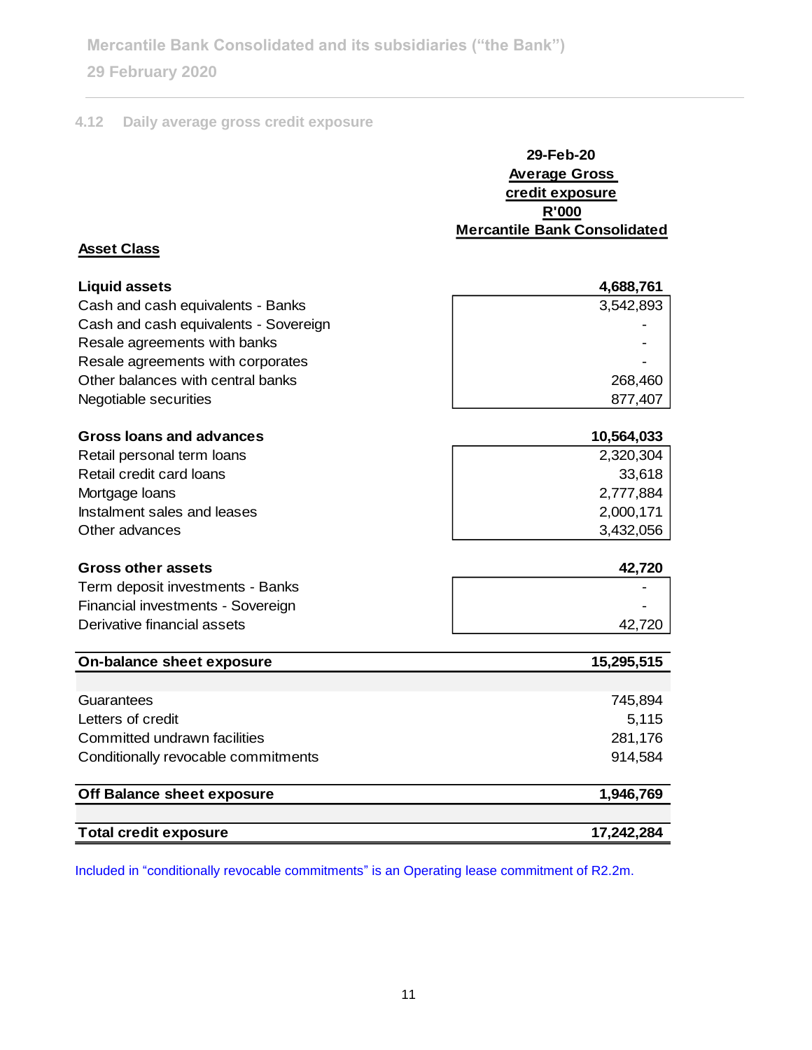### 4.12 Daily average gross credit exposure

| Asset Class | 29-Feb-20 Average Gross credit exposure R'000 Mercantile Bank Consolidated |
|---|---|
| **Liquid assets** | **4,688,761** |
| Cash and cash equivalents - Banks | 3,542,893 |
| Cash and cash equivalents - Sovereign | - |
| Resale agreements with banks | - |
| Resale agreements with corporates | - |
| Other balances with central banks | 268,460 |
| Negotiable securities | 877,407 |
| **Gross loans and advances** | **10,564,033** |
| Retail personal term loans | 2,320,304 |
| Retail credit card loans | 33,618 |
| Mortgage loans | 2,777,884 |
| Instalment sales and leases | 2,000,171 |
| Other advances | 3,432,056 |
| **Gross other assets** | **42,720** |
| Term deposit investments - Banks | - |
| Financial investments - Sovereign | - |
| Derivative financial assets | 42,720 |
| **On-balance sheet exposure** | **15,295,515** |
| Guarantees | 745,894 |
| Letters of credit | 5,115 |
| Committed undrawn facilities | 281,176 |
| Conditionally revocable commitments | 914,584 |
| **Off Balance sheet exposure** | **1,946,769** |
| **Total credit exposure** | **17,242,284** |

Included in "conditionally revocable commitments" is an Operating lease commitment of R2.2m.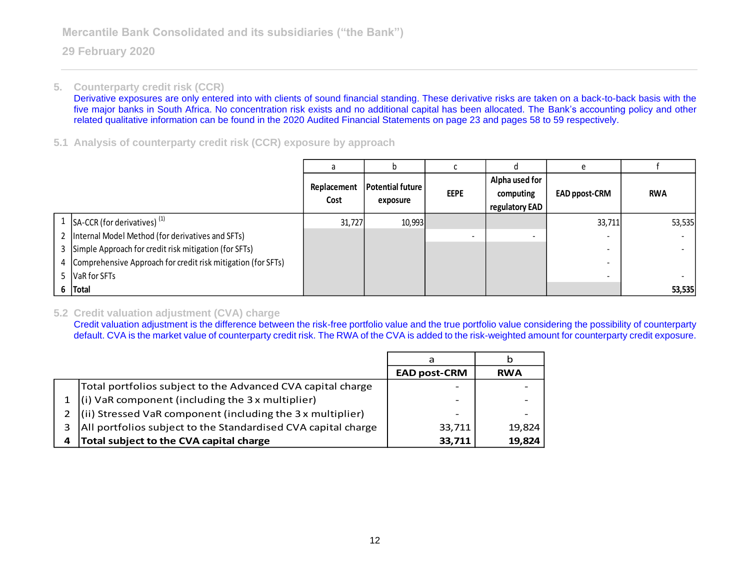## 5. Counterparty credit risk (CCR)

Derivative exposures are only entered into with clients of sound financial standing. These derivative risks are taken on a back-to-back basis with the five major banks in South Africa. No concentration risk exists and no additional capital has been allocated. The Bank's accounting policy and other related qualitative information can be found in the 2020 Audited Financial Statements on page 23 and pages 58 to 59 respectively.

### 5.1 Analysis of counterparty credit risk (CCR) exposure by approach

| | | a | b | c | d | e | f |
|---|---|---|---|---|---|---|---|
| | | Replacement Cost | Potential future exposure | EEPE | Alpha used for computing regulatory EAD | EAD ppost-CRM | RWA |
| 1 | SA-CCR (for derivatives) [1] | 31,727 | 10,993 | | | 33,711 | 53,535 |
| 2 | Internal Model Method (for derivatives and SFTs) | | | - | - | - | - |
| 3 | Simple Approach for credit risk mitigation (for SFTs) | | | | | - | - |
| 4 | Comprehensive Approach for credit risk mitigation (for SFTs) | | | | | - | |
| 5 | VaR for SFTs | | | | | - | - |
| **6** | **Total** | | | | | | **53,535** |

### 5.2 Credit valuation adjustment (CVA) charge

Credit valuation adjustment is the difference between the risk-free portfolio value and the true portfolio value considering the possibility of counterparty default. CVA is the market value of counterparty credit risk. The RWA of the CVA is added to the risk-weighted amount for counterparty credit exposure.

| | | a | b |
|---|---|---|---|
| | | EAD post-CRM | RWA |
| | Total portfolios subject to the Advanced CVA capital charge | - | - |
| 1 | (i) VaR component (including the 3 x multiplier) | - | - |
| 2 | (ii) Stressed VaR component (including the 3 x multiplier) | - | - |
| 3 | All portfolios subject to the Standardised CVA capital charge | 33,711 | 19,824 |
| **4** | **Total subject to the CVA capital charge** | **33,711** | **19,824** |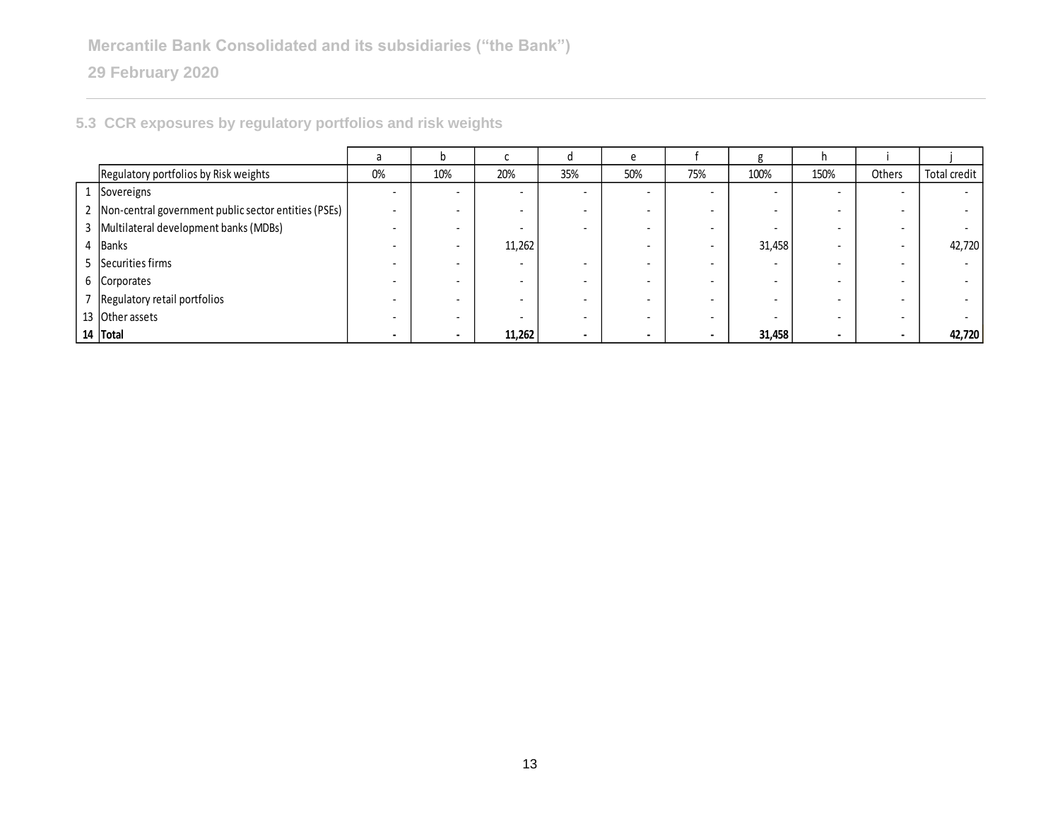## 5.3 CCR exposures by regulatory portfolios and risk weights

| | | a | b | c | d | e | f | g | h | i | j |
|---|---|---|---|---|---|---|---|---|---|---|---|
| | Regulatory portfolios by Risk weights | 0% | 10% | 20% | 35% | 50% | 75% | 100% | 150% | Others | Total credit |
| 1 | Sovereigns | - | - | - | - | - | - | - | - | - | - |
| 2 | Non-central government public sector entities (PSEs) | - | - | - | - | - | - | - | - | - | - |
| 3 | Multilateral development banks (MDBs) | - | - | - | - | - | - | - | - | - | - |
| 4 | Banks | - | - | 11,262 | | - | - | 31,458 | - | - | 42,720 |
| 5 | Securities firms | - | - | - | - | - | - | - | - | - | - |
| 6 | Corporates | - | - | - | - | - | - | - | - | - | - |
| 7 | Regulatory retail portfolios | - | - | - | - | - | - | - | - | - | - |
| 13 | Other assets | - | - | - | - | - | - | - | - | - | - |
| **14** | **Total** | **-** | **-** | **11,262** | **-** | **-** | **-** | **31,458** | **-** | **-** | **42,720** |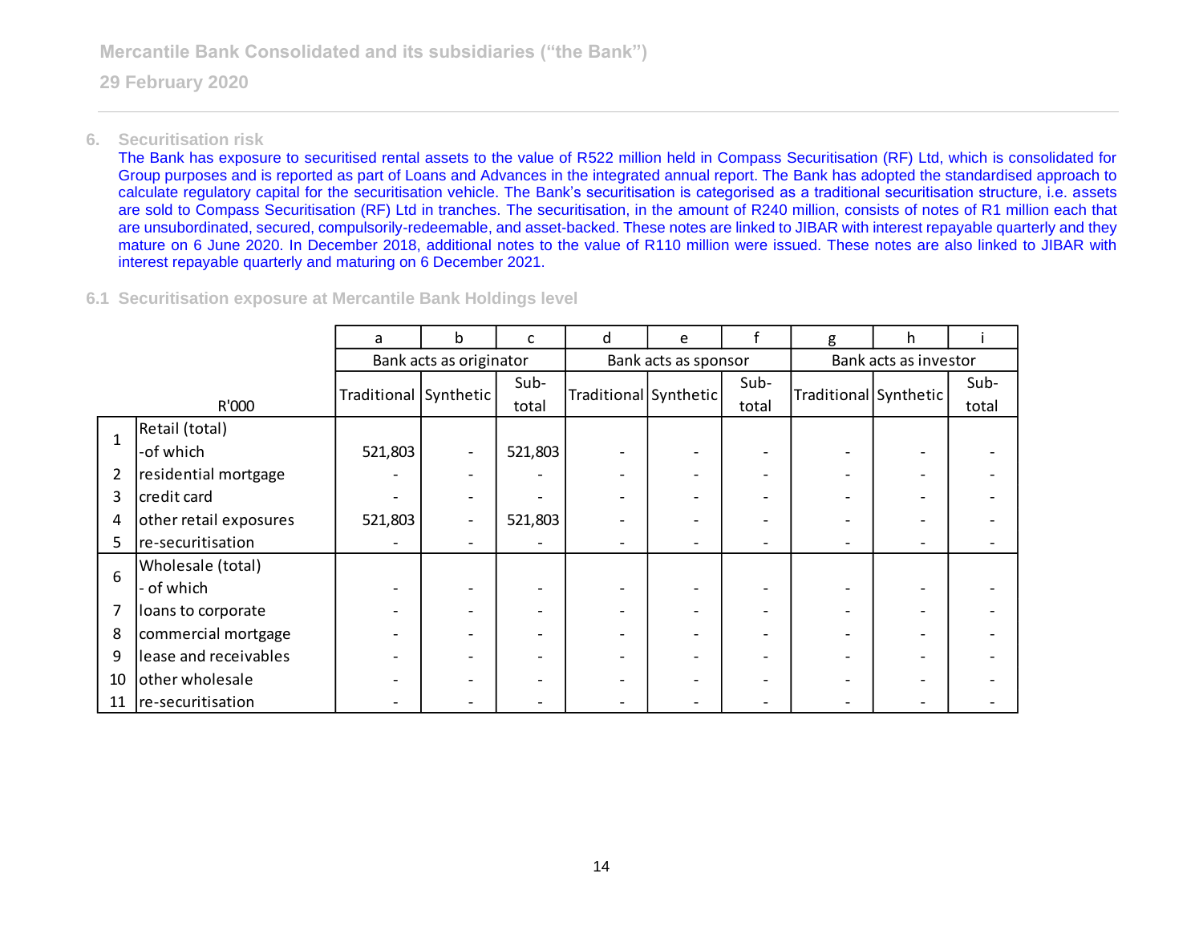## 6. Securitisation risk

The Bank has exposure to securitised rental assets to the value of R522 million held in Compass Securitisation (RF) Ltd, which is consolidated for Group purposes and is reported as part of Loans and Advances in the integrated annual report. The Bank has adopted the standardised approach to calculate regulatory capital for the securitisation vehicle. The Bank's securitisation is categorised as a traditional securitisation structure, i.e. assets are sold to Compass Securitisation (RF) Ltd in tranches. The securitisation, in the amount of R240 million, consists of notes of R1 million each that are unsubordinated, secured, compulsorily-redeemable, and asset-backed. These notes are linked to JIBAR with interest repayable quarterly and they mature on 6 June 2020. In December 2018, additional notes to the value of R110 million were issued. These notes are also linked to JIBAR with interest repayable quarterly and maturing on 6 December 2021.

### 6.1 Securitisation exposure at Mercantile Bank Holdings level

| | | a | b | c | d | e | f | g | h | i |
|---|---|---|---|---|---|---|---|---|---|---|
| | | Bank acts as originator | | | Bank acts as sponsor | | | Bank acts as investor | | |
| | R'000 | Traditional | Synthetic | Sub-total | Traditional | Synthetic | Sub-total | Traditional | Synthetic | Sub-total |
| 1 | Retail (total) -of which | 521,803 | - | 521,803 | - | - | - | - | - | - |
| 2 | residential mortgage | - | - | - | - | - | - | - | - | - |
| 3 | credit card | - | - | - | - | - | - | - | - | - |
| 4 | other retail exposures | 521,803 | - | 521,803 | - | - | - | - | - | - |
| 5 | re-securitisation | - | - | - | - | - | - | - | - | - |
| 6 | Wholesale (total) - of which | - | - | - | - | - | - | - | - | - |
| 7 | loans to corporate | - | - | - | - | - | - | - | - | - |
| 8 | commercial mortgage | - | - | - | - | - | - | - | - | - |
| 9 | lease and receivables | - | - | - | - | - | - | - | - | - |
| 10 | other wholesale | - | - | - | - | - | - | - | - | - |
| 11 | re-securitisation | - | - | - | - | - | - | - | - | - |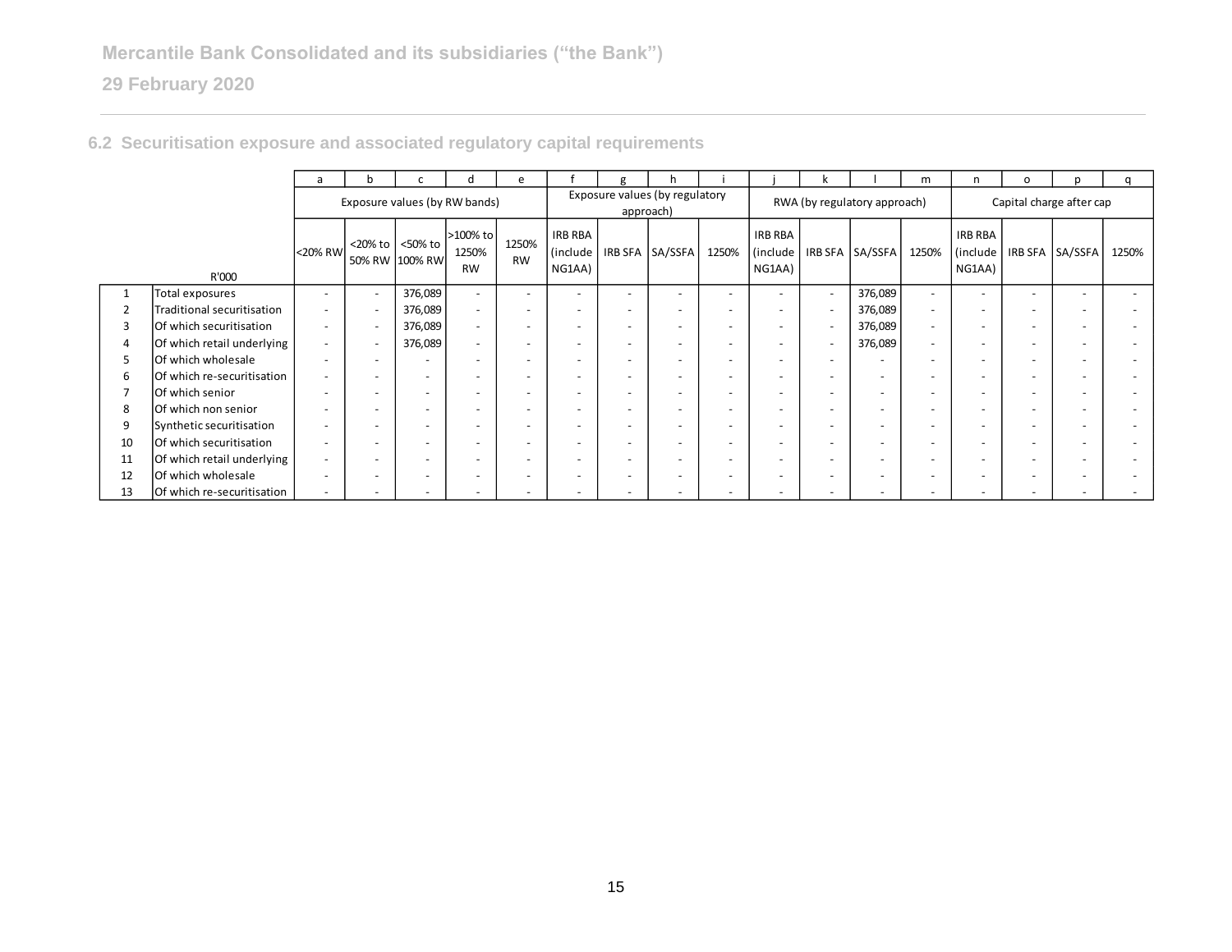## 6.2 Securitisation exposure and associated regulatory capital requirements

| | | a | b | c | d | e | f | g | h | i | j | k | l | m | n | o | p | q |
|---|---|---|---|---|---|---|---|---|---|---|---|---|---|---|---|---|---|---|
| | | Exposure values (by RW bands) | | | | | Exposure values (by regulatory approach) | | | | RWA (by regulatory approach) | | | | Capital charge after cap | | | |
| | R'000 | <20% RW | <20% to 50% RW | <50% to 100% RW | >100% to 1250% RW | 1250% RW | IRB RBA (include NG1AA) | IRB SFA | SA/SSFA | 1250% | IRB RBA (include NG1AA) | IRB SFA | SA/SSFA | 1250% | IRB RBA (include NG1AA) | IRB SFA | SA/SSFA | 1250% |
| 1 | Total exposures | - | - | 376,089 | - | - | - | - | - | - | - | - | 376,089 | - | - | - | - | - |
| 2 | Traditional securitisation | - | - | 376,089 | - | - | - | - | - | - | - | - | 376,089 | - | - | - | - | - |
| 3 | Of which securitisation | - | - | 376,089 | - | - | - | - | - | - | - | - | 376,089 | - | - | - | - | - |
| 4 | Of which retail underlying | - | - | 376,089 | - | - | - | - | - | - | - | - | 376,089 | - | - | - | - | - |
| 5 | Of which wholesale | - | - | - | - | - | - | - | - | - | - | - | - | - | - | - | - | - |
| 6 | Of which re-securitisation | - | - | - | - | - | - | - | - | - | - | - | - | - | - | - | - | - |
| 7 | Of which senior | - | - | - | - | - | - | - | - | - | - | - | - | - | - | - | - | - |
| 8 | Of which non senior | - | - | - | - | - | - | - | - | - | - | - | - | - | - | - | - | - |
| 9 | Synthetic securitisation | - | - | - | - | - | - | - | - | - | - | - | - | - | - | - | - | - |
| 10 | Of which securitisation | - | - | - | - | - | - | - | - | - | - | - | - | - | - | - | - | - |
| 11 | Of which retail underlying | - | - | - | - | - | - | - | - | - | - | - | - | - | - | - | - | - |
| 12 | Of which wholesale | - | - | - | - | - | - | - | - | - | - | - | - | - | - | - | - | - |
| 13 | Of which re-securitisation | - | - | - | - | - | - | - | - | - | - | - | - | - | - | - | - | - |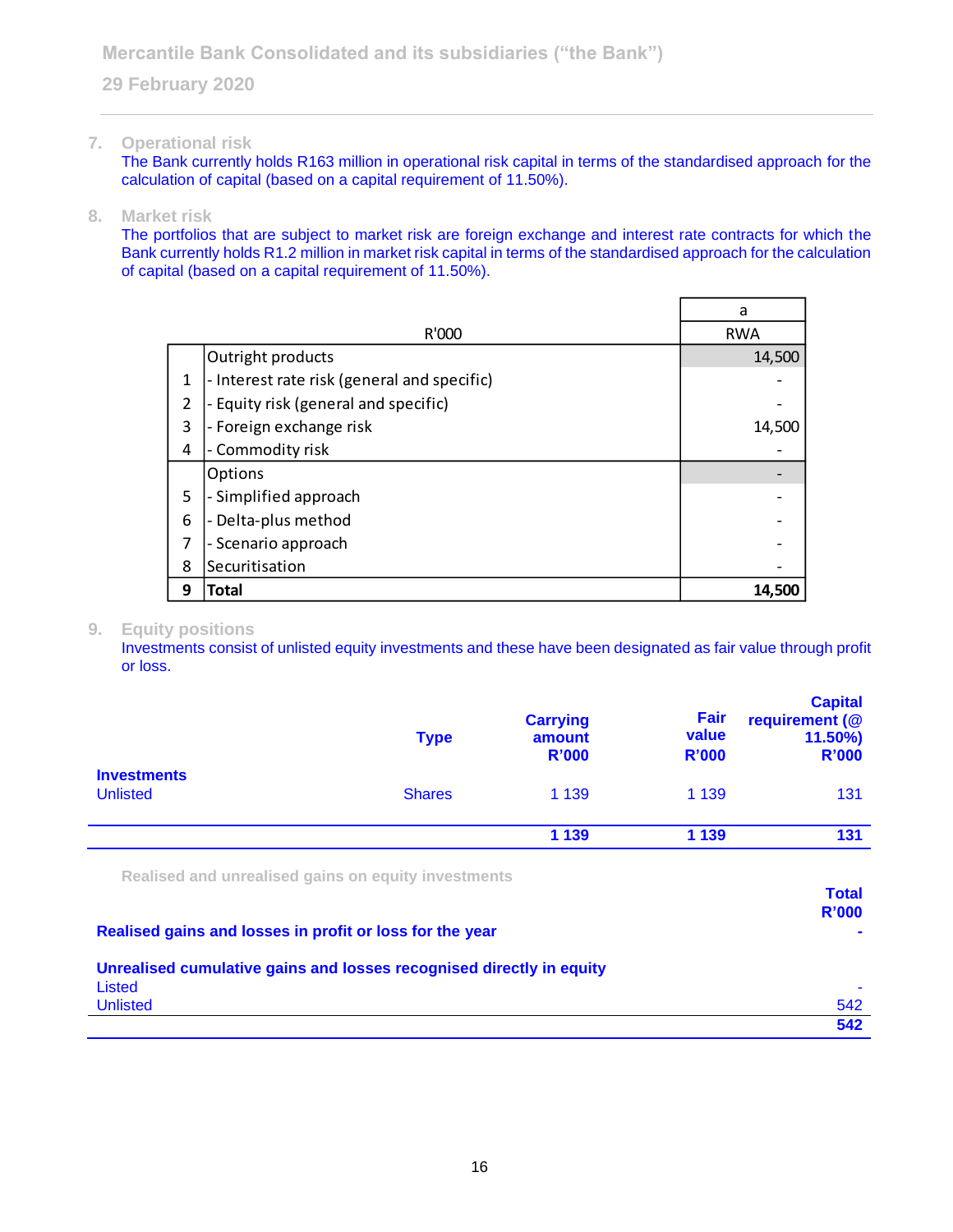## 7. Operational risk

The Bank currently holds R163 million in operational risk capital in terms of the standardised approach for the calculation of capital (based on a capital requirement of 11.50%).

## 8. Market risk

The portfolios that are subject to market risk are foreign exchange and interest rate contracts for which the Bank currently holds R1.2 million in market risk capital in terms of the standardised approach for the calculation of capital (based on a capital requirement of 11.50%).

| | R'000 | a<br>RWA |
|---|---|---|
| | Outright products | 14,500 |
| 1 | - Interest rate risk (general and specific) | - |
| 2 | - Equity risk (general and specific) | - |
| 3 | - Foreign exchange risk | 14,500 |
| 4 | - Commodity risk | - |
| | Options | - |
| 5 | - Simplified approach | - |
| 6 | - Delta-plus method | - |
| 7 | - Scenario approach | - |
| 8 | Securitisation | - |
| **9** | **Total** | **14,500** |

## 9. Equity positions

Investments consist of unlisted equity investments and these have been designated as fair value through profit or loss.

| | Type | Carrying amount R'000 | Fair value R'000 | Capital requirement (@ 11.50%) R'000 |
|---|---|---|---|---|
| **Investments** | | | | |
| Unlisted | Shares | 1 139 | 1 139 | 131 |
| | | **1 139** | **1 139** | **131** |

### Realised and unrealised gains on equity investments

| | Total R'000 |
|---|---|
| **Realised gains and losses in profit or loss for the year** | **-** |
| **Unrealised cumulative gains and losses recognised directly in equity** | |
| Listed | - |
| Unlisted | 542 |
| | **542** |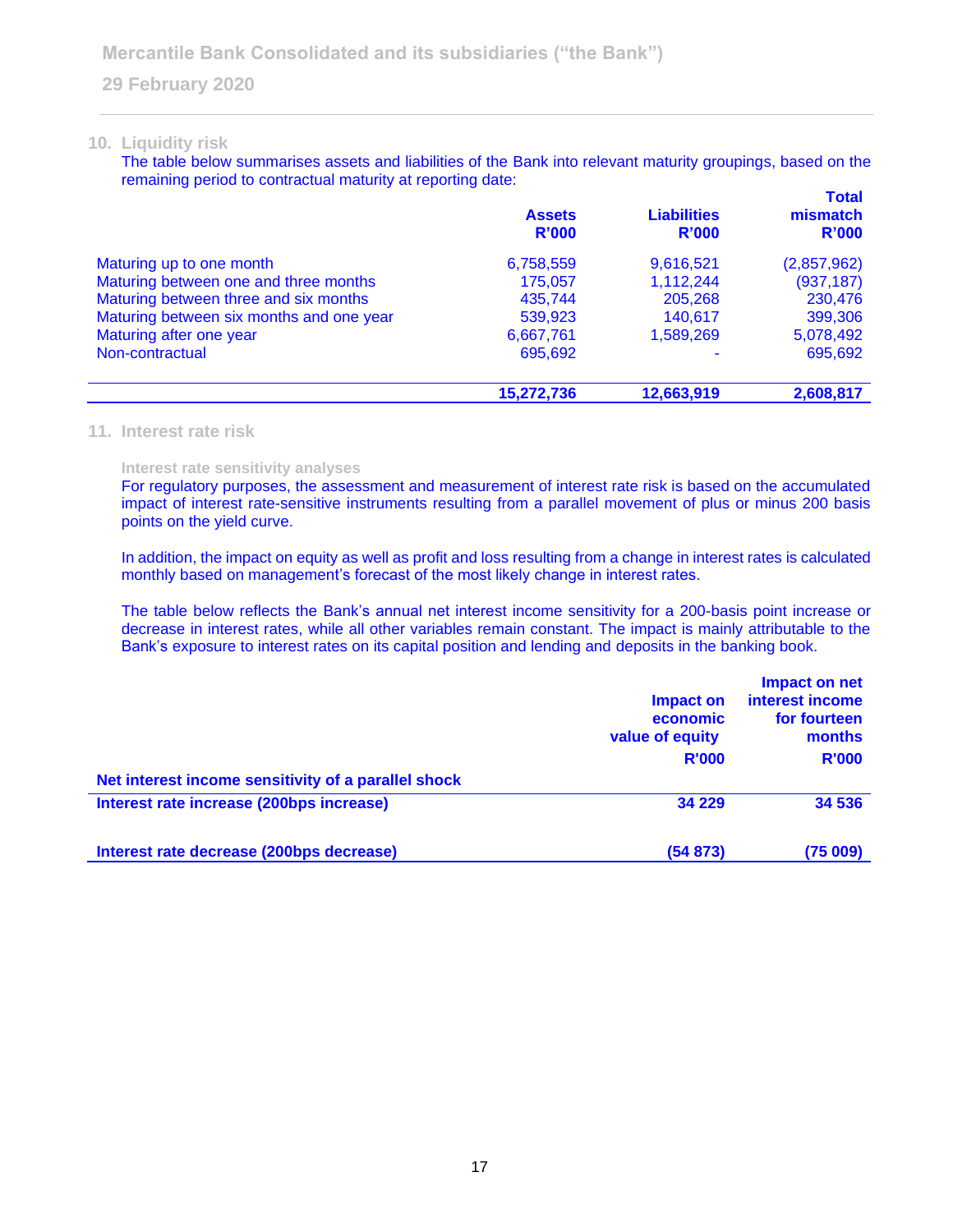## 10. Liquidity risk

The table below summarises assets and liabilities of the Bank into relevant maturity groupings, based on the remaining period to contractual maturity at reporting date:

| | Assets R'000 | Liabilities R'000 | Total mismatch R'000 |
|---|---|---|---|
| Maturing up to one month | 6,758,559 | 9,616,521 | (2,857,962) |
| Maturing between one and three months | 175,057 | 1,112,244 | (937,187) |
| Maturing between three and six months | 435,744 | 205,268 | 230,476 |
| Maturing between six months and one year | 539,923 | 140,617 | 399,306 |
| Maturing after one year | 6,667,761 | 1,589,269 | 5,078,492 |
| Non-contractual | 695,692 | - | 695,692 |
| | **15,272,736** | **12,663,919** | **2,608,817** |

## 11. Interest rate risk

### Interest rate sensitivity analyses

For regulatory purposes, the assessment and measurement of interest rate risk is based on the accumulated impact of interest rate-sensitive instruments resulting from a parallel movement of plus or minus 200 basis points on the yield curve.

In addition, the impact on equity as well as profit and loss resulting from a change in interest rates is calculated monthly based on management's forecast of the most likely change in interest rates.

The table below reflects the Bank's annual net interest income sensitivity for a 200-basis point increase or decrease in interest rates, while all other variables remain constant. The impact is mainly attributable to the Bank's exposure to interest rates on its capital position and lending and deposits in the banking book.

| | Impact on economic value of equity R'000 | Impact on net interest income for fourteen months R'000 |
|---|---|---|
| **Net interest income sensitivity of a parallel shock** | | |
| **Interest rate increase (200bps increase)** | **34 229** | **34 536** |
| **Interest rate decrease (200bps decrease)** | **(54 873)** | **(75 009)** |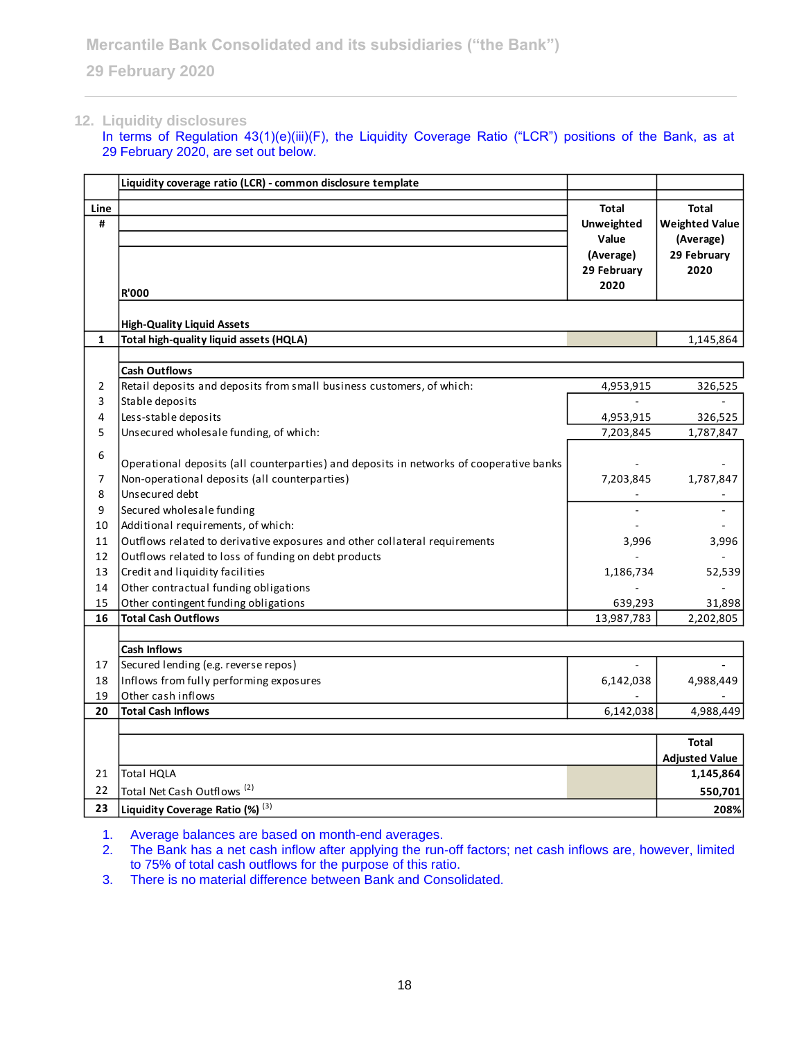## 12. Liquidity disclosures

In terms of Regulation 43(1)(e)(iii)(F), the Liquidity Coverage Ratio ("LCR") positions of the Bank, as at 29 February 2020, are set out below.

| Line # | Liquidity coverage ratio (LCR) - common disclosure template<br>R'000 | Total Unweighted Value (Average) 29 February 2020 | Total Weighted Value (Average) 29 February 2020 |
|---|---|---|---|
| | **High-Quality Liquid Assets** | | |
| **1** | **Total high-quality liquid assets (HQLA)** | | 1,145,864 |
| | **Cash Outflows** | | |
| 2 | Retail deposits and deposits from small business customers, of which: | 4,953,915 | 326,525 |
| 3 | Stable deposits | - | - |
| 4 | Less-stable deposits | 4,953,915 | 326,525 |
| 5 | Unsecured wholesale funding, of which: | 7,203,845 | 1,787,847 |
| 6 | Operational deposits (all counterparties) and deposits in networks of cooperative banks | - | - |
| 7 | Non-operational deposits (all counterparties) | 7,203,845 | 1,787,847 |
| 8 | Unsecured debt | - | - |
| 9 | Secured wholesale funding | - | - |
| 10 | Additional requirements, of which: | - | - |
| 11 | Outflows related to derivative exposures and other collateral requirements | 3,996 | 3,996 |
| 12 | Outflows related to loss of funding on debt products | - | - |
| 13 | Credit and liquidity facilities | 1,186,734 | 52,539 |
| 14 | Other contractual funding obligations | - | - |
| 15 | Other contingent funding obligations | 639,293 | 31,898 |
| **16** | **Total Cash Outflows** | 13,987,783 | 2,202,805 |
| | **Cash Inflows** | | |
| 17 | Secured lending (e.g. reverse repos) | - | - |
| 18 | Inflows from fully performing exposures | 6,142,038 | 4,988,449 |
| 19 | Other cash inflows | - | - |
| **20** | **Total Cash Inflows** | 6,142,038 | 4,988,449 |
| | | | **Total Adjusted Value** |
| 21 | Total HQLA | | **1,145,864** |
| 22 | Total Net Cash Outflows [(2)] | | **550,701** |
| **23** | **Liquidity Coverage Ratio (%)** [(3)] | | **208%** |

1. Average balances are based on month-end averages.
2. The Bank has a net cash inflow after applying the run-off factors; net cash inflows are, however, limited to 75% of total cash outflows for the purpose of this ratio.
3. There is no material difference between Bank and Consolidated.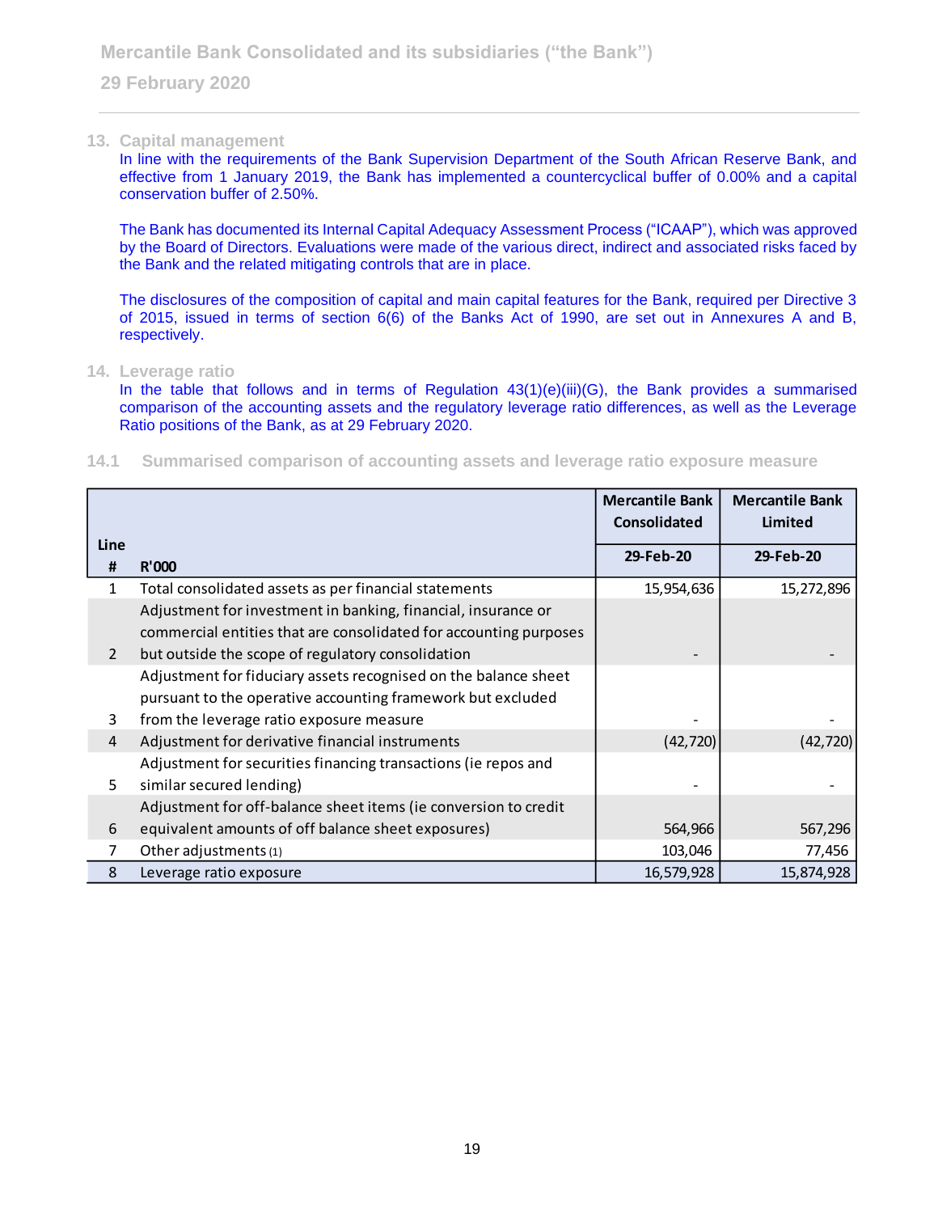## 13. Capital management

In line with the requirements of the Bank Supervision Department of the South African Reserve Bank, and effective from 1 January 2019, the Bank has implemented a countercyclical buffer of 0.00% and a capital conservation buffer of 2.50%.

The Bank has documented its Internal Capital Adequacy Assessment Process ("ICAAP"), which was approved by the Board of Directors. Evaluations were made of the various direct, indirect and associated risks faced by the Bank and the related mitigating controls that are in place.

The disclosures of the composition of capital and main capital features for the Bank, required per Directive 3 of 2015, issued in terms of section 6(6) of the Banks Act of 1990, are set out in Annexures A and B, respectively.

## 14. Leverage ratio

In the table that follows and in terms of Regulation 43(1)(e)(iii)(G), the Bank provides a summarised comparison of the accounting assets and the regulatory leverage ratio differences, as well as the Leverage Ratio positions of the Bank, as at 29 February 2020.

### 14.1 Summarised comparison of accounting assets and leverage ratio exposure measure

| Line # | R'000 | Mercantile Bank Consolidated | Mercantile Bank Limited |
|---|---|---|---|
| | | 29-Feb-20 | 29-Feb-20 |
| 1 | Total consolidated assets as per financial statements | 15,954,636 | 15,272,896 |
| 2 | Adjustment for investment in banking, financial, insurance or commercial entities that are consolidated for accounting purposes but outside the scope of regulatory consolidation | - | - |
| 3 | Adjustment for fiduciary assets recognised on the balance sheet pursuant to the operative accounting framework but excluded from the leverage ratio exposure measure | - | - |
| 4 | Adjustment for derivative financial instruments | (42,720) | (42,720) |
| 5 | Adjustment for securities financing transactions (ie repos and similar secured lending) | - | - |
| 6 | Adjustment for off-balance sheet items (ie conversion to credit equivalent amounts of off balance sheet exposures) | 564,966 | 567,296 |
| 7 | Other adjustments (1) | 103,046 | 77,456 |
| 8 | Leverage ratio exposure | 16,579,928 | 15,874,928 |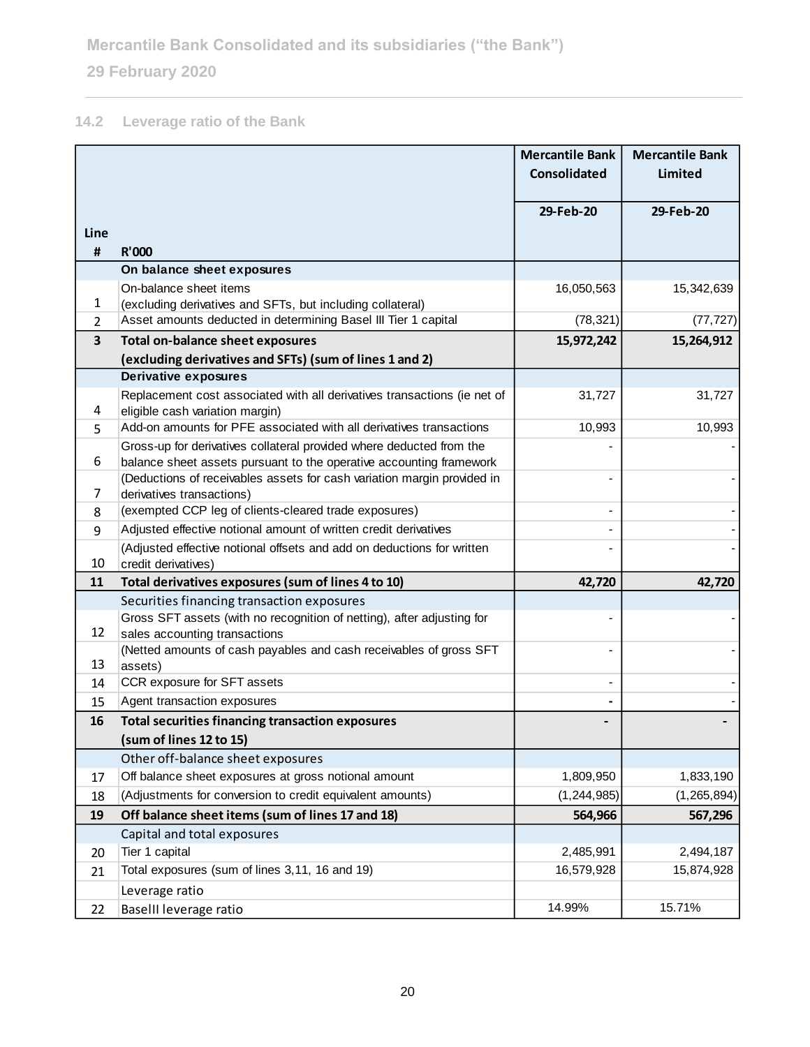### 14.2 Leverage ratio of the Bank

| Line # | R'000 | Mercantile Bank Consolidated 29-Feb-20 | Mercantile Bank Limited 29-Feb-20 |
|---|---|---|---|
| | **On balance sheet exposures** | | |
| 1 | On-balance sheet items (excluding derivatives and SFTs, but including collateral) | 16,050,563 | 15,342,639 |
| 2 | Asset amounts deducted in determining Basel III Tier 1 capital | (78,321) | (77,727) |
| **3** | **Total on-balance sheet exposures (excluding derivatives and SFTs) (sum of lines 1 and 2)** | **15,972,242** | **15,264,912** |
| | **Derivative exposures** | | |
| 4 | Replacement cost associated with all derivatives transactions (ie net of eligible cash variation margin) | 31,727 | 31,727 |
| 5 | Add-on amounts for PFE associated with all derivatives transactions | 10,993 | 10,993 |
| 6 | Gross-up for derivatives collateral provided where deducted from the balance sheet assets pursuant to the operative accounting framework | - | - |
| 7 | (Deductions of receivables assets for cash variation margin provided in derivatives transactions) | - | - |
| 8 | (exempted CCP leg of clients-cleared trade exposures) | - | - |
| 9 | Adjusted effective notional amount of written credit derivatives | - | - |
| 10 | (Adjusted effective notional offsets and add on deductions for written credit derivatives) | - | - |
| **11** | **Total derivatives exposures (sum of lines 4 to 10)** | **42,720** | **42,720** |
| | Securities financing transaction exposures | | |
| 12 | Gross SFT assets (with no recognition of netting), after adjusting for sales accounting transactions | - | - |
| 13 | (Netted amounts of cash payables and cash receivables of gross SFT assets) | - | - |
| 14 | CCR exposure for SFT assets | - | - |
| 15 | Agent transaction exposures | - | - |
| **16** | **Total securities financing transaction exposures (sum of lines 12 to 15)** | **-** | **-** |
| | Other off-balance sheet exposures | | |
| 17 | Off balance sheet exposures at gross notional amount | 1,809,950 | 1,833,190 |
| 18 | (Adjustments for conversion to credit equivalent amounts) | (1,244,985) | (1,265,894) |
| **19** | **Off balance sheet items (sum of lines 17 and 18)** | **564,966** | **567,296** |
| | Capital and total exposures | | |
| 20 | Tier 1 capital | 2,485,991 | 2,494,187 |
| 21 | Total exposures (sum of lines 3,11, 16 and 19) | 16,579,928 | 15,874,928 |
| | Leverage ratio | | |
| 22 | BaselII leverage ratio | 14.99% | 15.71% |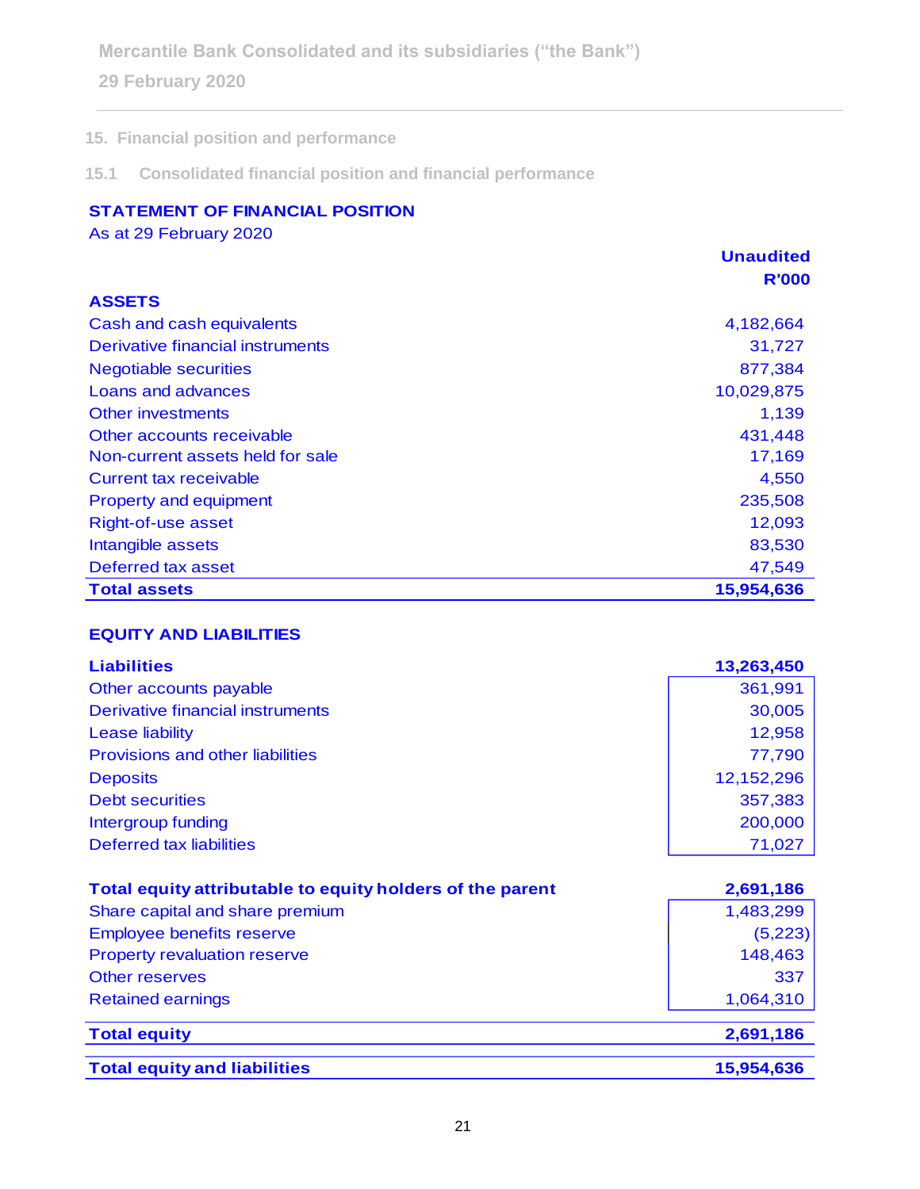## 15. Financial position and performance

### 15.1 Consolidated financial position and financial performance

**STATEMENT OF FINANCIAL POSITION**

As at 29 February 2020

| | **Unaudited R'000** |
|---|---|
| **ASSETS** | |
| Cash and cash equivalents | 4,182,664 |
| Derivative financial instruments | 31,727 |
| Negotiable securities | 877,384 |
| Loans and advances | 10,029,875 |
| Other investments | 1,139 |
| Other accounts receivable | 431,448 |
| Non-current assets held for sale | 17,169 |
| Current tax receivable | 4,550 |
| Property and equipment | 235,508 |
| Right-of-use asset | 12,093 |
| Intangible assets | 83,530 |
| Deferred tax asset | 47,549 |
| **Total assets** | **15,954,636** |
| | |
| **EQUITY AND LIABILITIES** | |
| **Liabilities** | **13,263,450** |
| Other accounts payable | 361,991 |
| Derivative financial instruments | 30,005 |
| Lease liability | 12,958 |
| Provisions and other liabilities | 77,790 |
| Deposits | 12,152,296 |
| Debt securities | 357,383 |
| Intergroup funding | 200,000 |
| Deferred tax liabilities | 71,027 |
| | |
| **Total equity attributable to equity holders of the parent** | **2,691,186** |
| Share capital and share premium | 1,483,299 |
| Employee benefits reserve | (5,223) |
| Property revaluation reserve | 148,463 |
| Other reserves | 337 |
| Retained earnings | 1,064,310 |
| **Total equity** | **2,691,186** |
| **Total equity and liabilities** | **15,954,636** |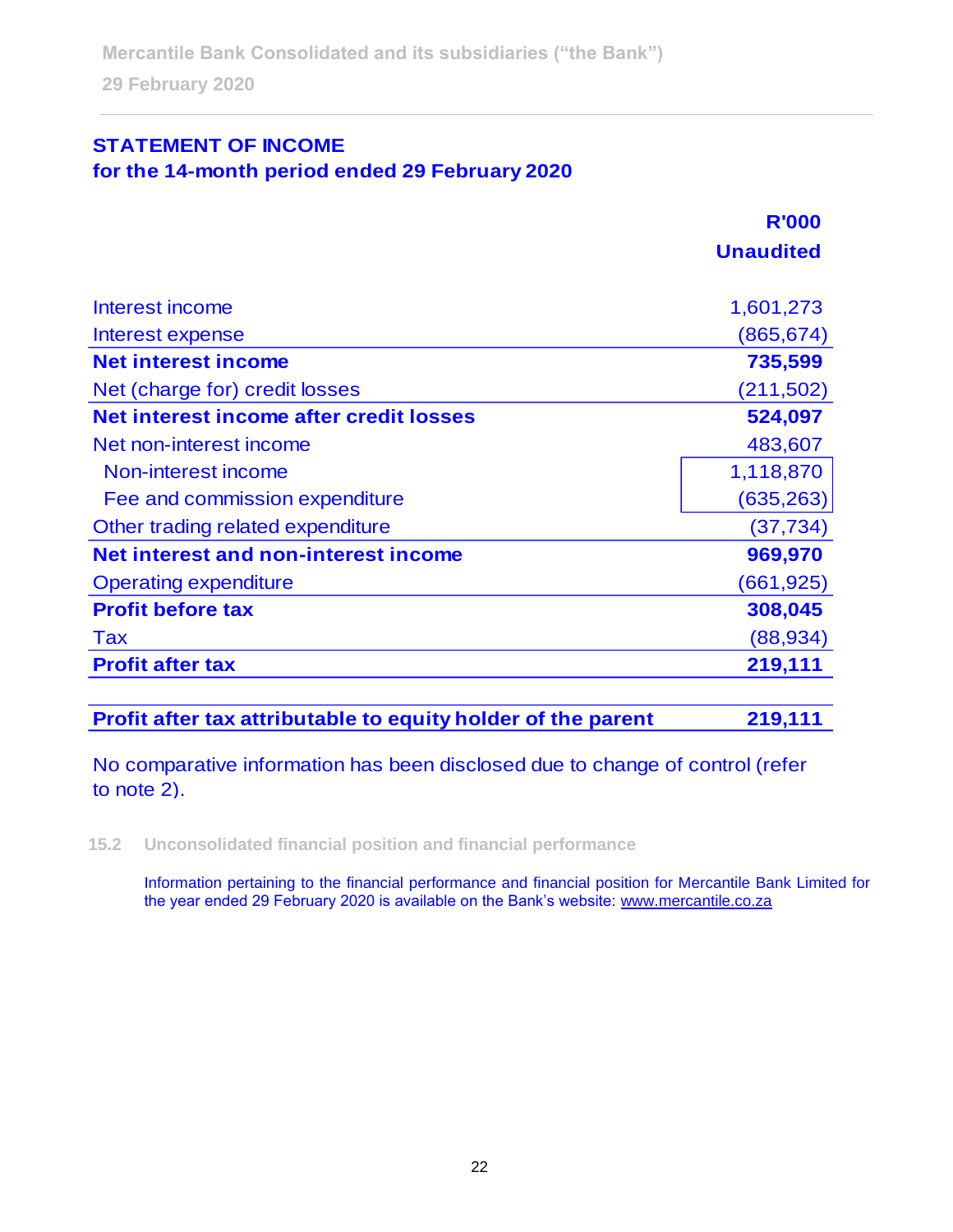## STATEMENT OF INCOME
### for the 14-month period ended 29 February 2020

| | R'000 Unaudited |
|---|---|
| Interest income | 1,601,273 |
| Interest expense | (865,674) |
| **Net interest income** | **735,599** |
| Net (charge for) credit losses | (211,502) |
| **Net interest income after credit losses** | **524,097** |
| Net non-interest income | 483,607 |
| Non-interest income | 1,118,870 |
| Fee and commission expenditure | (635,263) |
| Other trading related expenditure | (37,734) |
| **Net interest and non-interest income** | **969,970** |
| Operating expenditure | (661,925) |
| **Profit before tax** | **308,045** |
| Tax | (88,934) |
| **Profit after tax** | **219,111** |
| | |
| **Profit after tax attributable to equity holder of the parent** | **219,111** |

No comparative information has been disclosed due to change of control (refer to note 2).

### 15.2 Unconsolidated financial position and financial performance

Information pertaining to the financial performance and financial position for Mercantile Bank Limited for the year ended 29 February 2020 is available on the Bank's website: www.mercantile.co.za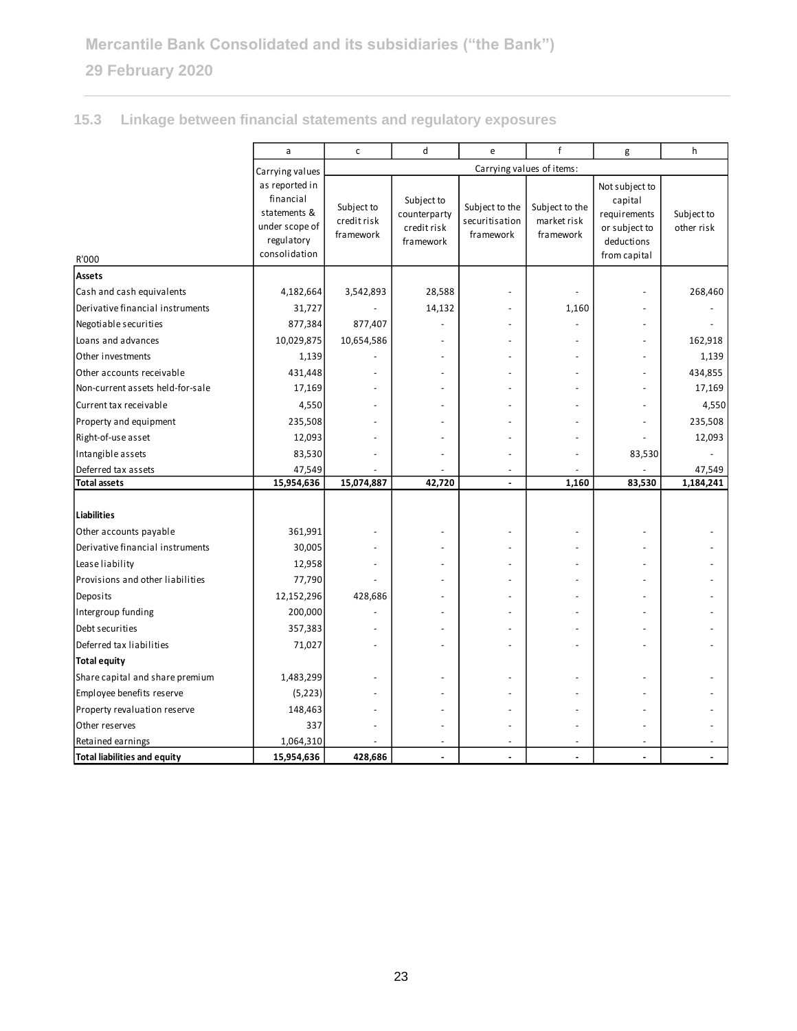## 15.3 Linkage between financial statements and regulatory exposures

| | a | c | d | e | f | g | h |
|---|---|---|---|---|---|---|---|
| | Carrying values as reported in financial statements & under scope of regulatory consolidation | Carrying values of items: | | | | | |
| R'000 | | Subject to credit risk framework | Subject to counterparty credit risk framework | Subject to the securitisation framework | Subject to the market risk framework | Not subject to capital requirements or subject to deductions from capital | Subject to other risk |
| **Assets** | | | | | | | |
| Cash and cash equivalents | 4,182,664 | 3,542,893 | 28,588 | - | - | - | 268,460 |
| Derivative financial instruments | 31,727 | - | 14,132 | - | 1,160 | - | - |
| Negotiable securities | 877,384 | 877,407 | - | - | - | - | - |
| Loans and advances | 10,029,875 | 10,654,586 | - | - | - | - | 162,918 |
| Other investments | 1,139 | - | - | - | - | - | 1,139 |
| Other accounts receivable | 431,448 | - | - | - | - | - | 434,855 |
| Non-current assets held-for-sale | 17,169 | - | - | - | - | - | 17,169 |
| Current tax receivable | 4,550 | - | - | - | - | - | 4,550 |
| Property and equipment | 235,508 | - | - | - | - | - | 235,508 |
| Right-of-use asset | 12,093 | - | - | - | - | - | 12,093 |
| Intangible assets | 83,530 | - | - | - | - | 83,530 | - |
| Deferred tax assets | 47,549 | - | - | - | - | - | 47,549 |
| **Total assets** | **15,954,636** | **15,074,887** | **42,720** | **-** | **1,160** | **83,530** | **1,184,241** |
| **Liabilities** | | | | | | | |
| Other accounts payable | 361,991 | - | - | - | - | - | - |
| Derivative financial instruments | 30,005 | - | - | - | - | - | - |
| Lease liability | 12,958 | - | - | - | - | - | - |
| Provisions and other liabilities | 77,790 | - | - | - | - | - | - |
| Deposits | 12,152,296 | 428,686 | - | - | - | - | - |
| Intergroup funding | 200,000 | - | - | - | - | - | - |
| Debt securities | 357,383 | - | - | - | - | - | - |
| Deferred tax liabilities | 71,027 | - | - | - | - | - | - |
| **Total equity** | | | | | | | |
| Share capital and share premium | 1,483,299 | - | - | - | - | - | - |
| Employee benefits reserve | (5,223) | - | - | - | - | - | - |
| Property revaluation reserve | 148,463 | - | - | - | - | - | - |
| Other reserves | 337 | - | - | - | - | - | - |
| Retained earnings | 1,064,310 | - | - | - | - | - | - |
| **Total liabilities and equity** | **15,954,636** | **428,686** | **-** | **-** | **-** | **-** | **-** |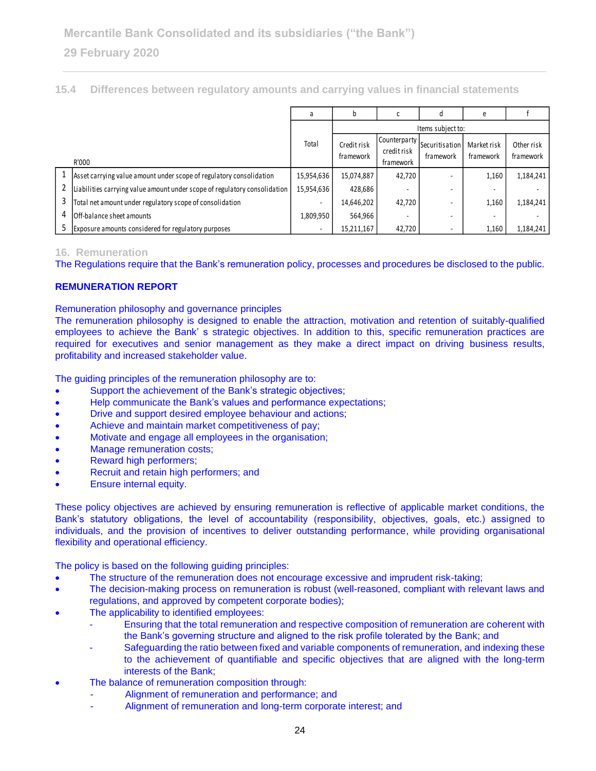### 15.4 Differences between regulatory amounts and carrying values in financial statements

| | R'000 | a | b | c | d | e | f |
|---|---|---|---|---|---|---|---|
| | | Total | Items subject to: | | | | |
| | | | Credit risk framework | Counterparty credit risk framework | Securitisation framework | Market risk framework | Other risk framework |
| 1 | Asset carrying value amount under scope of regulatory consolidation | 15,954,636 | 15,074,887 | 42,720 | - | 1,160 | 1,184,241 |
| 2 | Liabilities carrying value amount under scope of regulatory consolidation | 15,954,636 | 428,686 | - | - | - | - |
| 3 | Total net amount under regulatory scope of consolidation | - | 14,646,202 | 42,720 | - | 1,160 | 1,184,241 |
| 4 | Off-balance sheet amounts | 1,809,950 | 564,966 | - | - | - | - |
| 5 | Exposure amounts considered for regulatory purposes | - | 15,211,167 | 42,720 | - | 1,160 | 1,184,241 |

## 16. Remuneration

The Regulations require that the Bank's remuneration policy, processes and procedures be disclosed to the public.

**REMUNERATION REPORT**

Remuneration philosophy and governance principles

The remuneration philosophy is designed to enable the attraction, motivation and retention of suitably-qualified employees to achieve the Bank' s strategic objectives. In addition to this, specific remuneration practices are required for executives and senior management as they make a direct impact on driving business results, profitability and increased stakeholder value.

The guiding principles of the remuneration philosophy are to:

- Support the achievement of the Bank's strategic objectives;
- Help communicate the Bank's values and performance expectations;
- Drive and support desired employee behaviour and actions;
- Achieve and maintain market competitiveness of pay;
- Motivate and engage all employees in the organisation;
- Manage remuneration costs;
- Reward high performers;
- Recruit and retain high performers; and
- Ensure internal equity.

These policy objectives are achieved by ensuring remuneration is reflective of applicable market conditions, the Bank's statutory obligations, the level of accountability (responsibility, objectives, goals, etc.) assigned to individuals, and the provision of incentives to deliver outstanding performance, while providing organisational flexibility and operational efficiency.

The policy is based on the following guiding principles:

- The structure of the remuneration does not encourage excessive and imprudent risk-taking;
- The decision-making process on remuneration is robust (well-reasoned, compliant with relevant laws and regulations, and approved by competent corporate bodies);
- The applicability to identified employees:
  - Ensuring that the total remuneration and respective composition of remuneration are coherent with the Bank's governing structure and aligned to the risk profile tolerated by the Bank; and
  - Safeguarding the ratio between fixed and variable components of remuneration, and indexing these to the achievement of quantifiable and specific objectives that are aligned with the long-term interests of the Bank;
- The balance of remuneration composition through:
  - Alignment of remuneration and performance; and
  - Alignment of remuneration and long-term corporate interest; and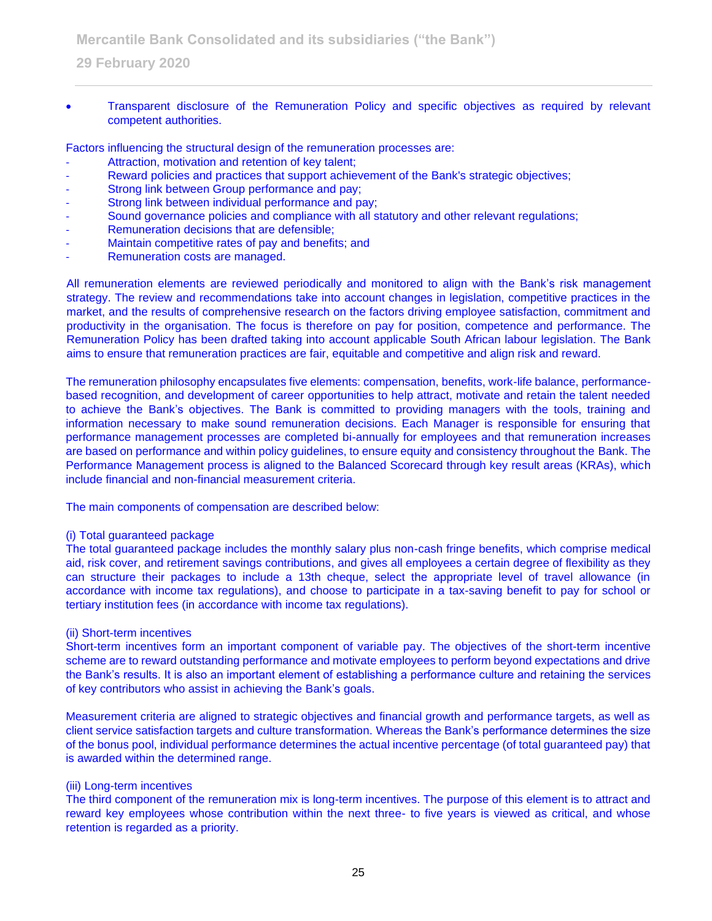- Transparent disclosure of the Remuneration Policy and specific objectives as required by relevant competent authorities.

Factors influencing the structural design of the remuneration processes are:

- Attraction, motivation and retention of key talent;
- Reward policies and practices that support achievement of the Bank's strategic objectives;
- Strong link between Group performance and pay;
- Strong link between individual performance and pay;
- Sound governance policies and compliance with all statutory and other relevant regulations;
- Remuneration decisions that are defensible;
- Maintain competitive rates of pay and benefits; and
- Remuneration costs are managed.

All remuneration elements are reviewed periodically and monitored to align with the Bank's risk management strategy. The review and recommendations take into account changes in legislation, competitive practices in the market, and the results of comprehensive research on the factors driving employee satisfaction, commitment and productivity in the organisation. The focus is therefore on pay for position, competence and performance. The Remuneration Policy has been drafted taking into account applicable South African labour legislation. The Bank aims to ensure that remuneration practices are fair, equitable and competitive and align risk and reward.

The remuneration philosophy encapsulates five elements: compensation, benefits, work-life balance, performance-based recognition, and development of career opportunities to help attract, motivate and retain the talent needed to achieve the Bank's objectives. The Bank is committed to providing managers with the tools, training and information necessary to make sound remuneration decisions. Each Manager is responsible for ensuring that performance management processes are completed bi-annually for employees and that remuneration increases are based on performance and within policy guidelines, to ensure equity and consistency throughout the Bank. The Performance Management process is aligned to the Balanced Scorecard through key result areas (KRAs), which include financial and non-financial measurement criteria.

The main components of compensation are described below:

(i) Total guaranteed package

The total guaranteed package includes the monthly salary plus non-cash fringe benefits, which comprise medical aid, risk cover, and retirement savings contributions, and gives all employees a certain degree of flexibility as they can structure their packages to include a 13th cheque, select the appropriate level of travel allowance (in accordance with income tax regulations), and choose to participate in a tax-saving benefit to pay for school or tertiary institution fees (in accordance with income tax regulations).

(ii) Short-term incentives

Short-term incentives form an important component of variable pay. The objectives of the short-term incentive scheme are to reward outstanding performance and motivate employees to perform beyond expectations and drive the Bank's results. It is also an important element of establishing a performance culture and retaining the services of key contributors who assist in achieving the Bank's goals.

Measurement criteria are aligned to strategic objectives and financial growth and performance targets, as well as client service satisfaction targets and culture transformation. Whereas the Bank's performance determines the size of the bonus pool, individual performance determines the actual incentive percentage (of total guaranteed pay) that is awarded within the determined range.

(iii) Long-term incentives

The third component of the remuneration mix is long-term incentives. The purpose of this element is to attract and reward key employees whose contribution within the next three- to five years is viewed as critical, and whose retention is regarded as a priority.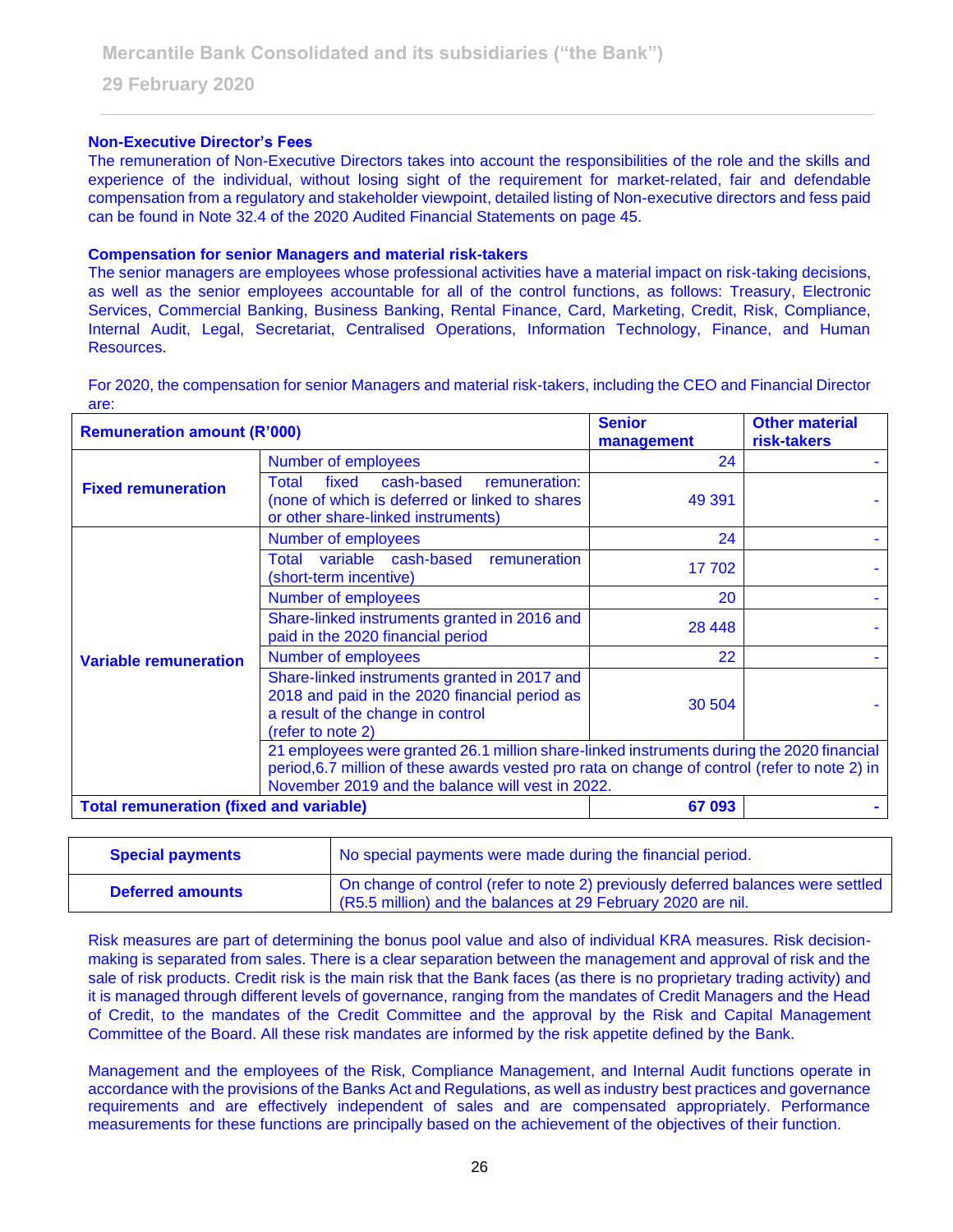### Non-Executive Director's Fees

The remuneration of Non-Executive Directors takes into account the responsibilities of the role and the skills and experience of the individual, without losing sight of the requirement for market-related, fair and defendable compensation from a regulatory and stakeholder viewpoint, detailed listing of Non-executive directors and fess paid can be found in Note 32.4 of the 2020 Audited Financial Statements on page 45.

### Compensation for senior Managers and material risk-takers

The senior managers are employees whose professional activities have a material impact on risk-taking decisions, as well as the senior employees accountable for all of the control functions, as follows: Treasury, Electronic Services, Commercial Banking, Business Banking, Rental Finance, Card, Marketing, Credit, Risk, Compliance, Internal Audit, Legal, Secretariat, Centralised Operations, Information Technology, Finance, and Human Resources.

For 2020, the compensation for senior Managers and material risk-takers, including the CEO and Financial Director are:

| Remuneration amount (R'000) | | Senior management | Other material risk-takers |
|---|---|---|---|
| **Fixed remuneration** | Number of employees | 24 | - |
| | Total fixed cash-based remuneration: (none of which is deferred or linked to shares or other share-linked instruments) | 49 391 | - |
| **Variable remuneration** | Number of employees | 24 | - |
| | Total variable cash-based remuneration (short-term incentive) | 17 702 | - |
| | Number of employees | 20 | - |
| | Share-linked instruments granted in 2016 and paid in the 2020 financial period | 28 448 | - |
| | Number of employees | 22 | - |
| | Share-linked instruments granted in 2017 and 2018 and paid in the 2020 financial period as a result of the change in control (refer to note 2) | 30 504 | - |
| | 21 employees were granted 26.1 million share-linked instruments during the 2020 financial period,6.7 million of these awards vested pro rata on change of control (refer to note 2) in November 2019 and the balance will vest in 2022. | | |
| **Total remuneration (fixed and variable)** | | **67 093** | **-** |

| | |
|---|---|
| **Special payments** | No special payments were made during the financial period. |
| **Deferred amounts** | On change of control (refer to note 2) previously deferred balances were settled (R5.5 million) and the balances at 29 February 2020 are nil. |

Risk measures are part of determining the bonus pool value and also of individual KRA measures. Risk decision-making is separated from sales. There is a clear separation between the management and approval of risk and the sale of risk products. Credit risk is the main risk that the Bank faces (as there is no proprietary trading activity) and it is managed through different levels of governance, ranging from the mandates of Credit Managers and the Head of Credit, to the mandates of the Credit Committee and the approval by the Risk and Capital Management Committee of the Board. All these risk mandates are informed by the risk appetite defined by the Bank.

Management and the employees of the Risk, Compliance Management, and Internal Audit functions operate in accordance with the provisions of the Banks Act and Regulations, as well as industry best practices and governance requirements and are effectively independent of sales and are compensated appropriately. Performance measurements for these functions are principally based on the achievement of the objectives of their function.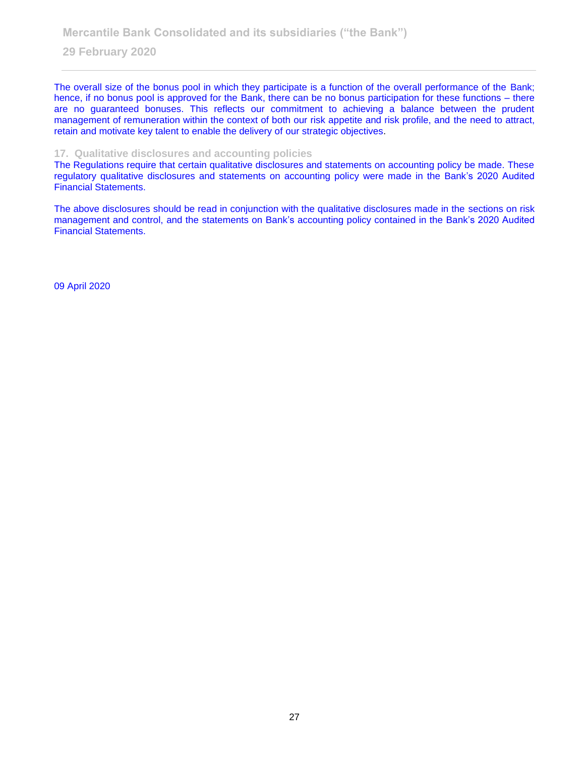The overall size of the bonus pool in which they participate is a function of the overall performance of the Bank; hence, if no bonus pool is approved for the Bank, there can be no bonus participation for these functions – there are no guaranteed bonuses. This reflects our commitment to achieving a balance between the prudent management of remuneration within the context of both our risk appetite and risk profile, and the need to attract, retain and motivate key talent to enable the delivery of our strategic objectives.

## 17. Qualitative disclosures and accounting policies

The Regulations require that certain qualitative disclosures and statements on accounting policy be made. These regulatory qualitative disclosures and statements on accounting policy were made in the Bank's 2020 Audited Financial Statements.

The above disclosures should be read in conjunction with the qualitative disclosures made in the sections on risk management and control, and the statements on Bank's accounting policy contained in the Bank's 2020 Audited Financial Statements.

09 April 2020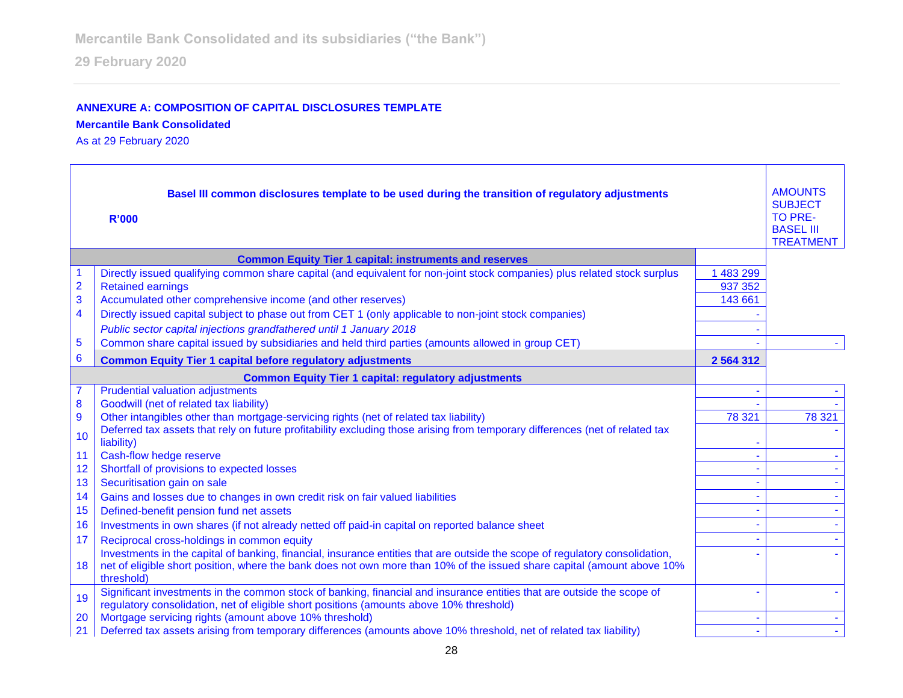## ANNEXURE A: COMPOSITION OF CAPITAL DISCLOSURES TEMPLATE

**Mercantile Bank Consolidated**

As at 29 February 2020

| | **Basel III common disclosures template to be used during the transition of regulatory adjustments** <br> **R'000** | | AMOUNTS SUBJECT TO PRE-BASEL III TREATMENT |
|---|---|---|---|
| | **Common Equity Tier 1 capital: instruments and reserves** | | |
| 1 | Directly issued qualifying common share capital (and equivalent for non-joint stock companies) plus related stock surplus | 1 483 299 | |
| 2 | Retained earnings | 937 352 | |
| 3 | Accumulated other comprehensive income (and other reserves) | 143 661 | |
| 4 | Directly issued capital subject to phase out from CET 1 (only applicable to non-joint stock companies) | - | |
| | *Public sector capital injections grandfathered until 1 January 2018* | - | |
| 5 | Common share capital issued by subsidiaries and held third parties (amounts allowed in group CET) | - | - |
| 6 | **Common Equity Tier 1 capital before regulatory adjustments** | **2 564 312** | |
| | **Common Equity Tier 1 capital: regulatory adjustments** | | |
| 7 | Prudential valuation adjustments | - | - |
| 8 | Goodwill (net of related tax liability) | - | - |
| 9 | Other intangibles other than mortgage-servicing rights (net of related tax liability) | 78 321 | 78 321 |
| 10 | Deferred tax assets that rely on future profitability excluding those arising from temporary differences (net of related tax liability) | - | - |
| 11 | Cash-flow hedge reserve | - | - |
| 12 | Shortfall of provisions to expected losses | - | - |
| 13 | Securitisation gain on sale | - | - |
| 14 | Gains and losses due to changes in own credit risk on fair valued liabilities | - | - |
| 15 | Defined-benefit pension fund net assets | - | - |
| 16 | Investments in own shares (if not already netted off paid-in capital on reported balance sheet | - | - |
| 17 | Reciprocal cross-holdings in common equity | - | - |
| 18 | Investments in the capital of banking, financial, insurance entities that are outside the scope of regulatory consolidation, net of eligible short position, where the bank does not own more than 10% of the issued share capital (amount above 10% threshold) | - | - |
| 19 | Significant investments in the common stock of banking, financial and insurance entities that are outside the scope of regulatory consolidation, net of eligible short positions (amounts above 10% threshold) | - | - |
| 20 | Mortgage servicing rights (amount above 10% threshold) | - | - |
| 21 | Deferred tax assets arising from temporary differences (amounts above 10% threshold, net of related tax liability) | - | - |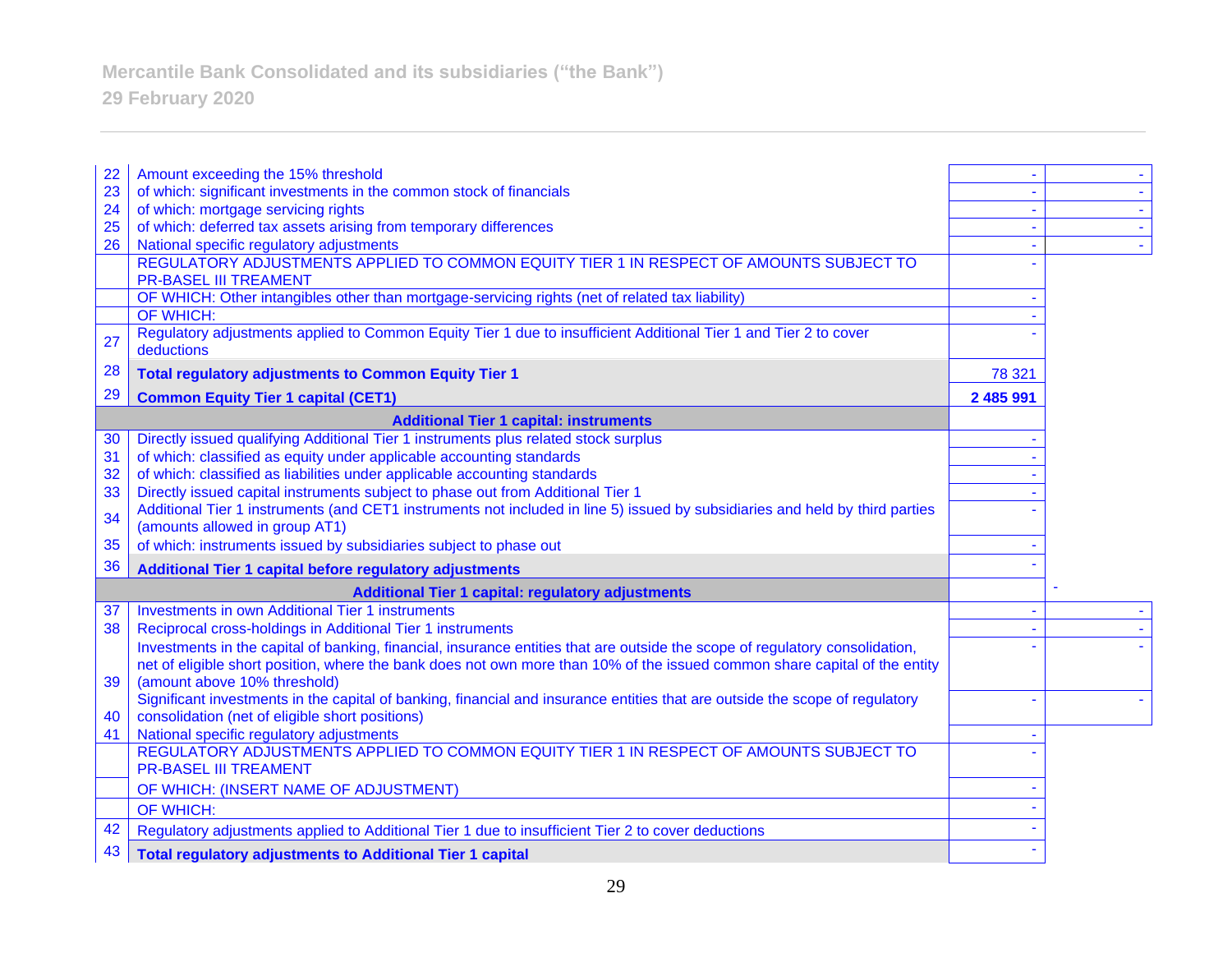| | | | |
|---|---|---|---|
| 22 | Amount exceeding the 15% threshold | - | - |
| 23 | of which: significant investments in the common stock of financials | - | - |
| 24 | of which: mortgage servicing rights | - | - |
| 25 | of which: deferred tax assets arising from temporary differences | - | - |
| 26 | National specific regulatory adjustments | - | - |
| | REGULATORY ADJUSTMENTS APPLIED TO COMMON EQUITY TIER 1 IN RESPECT OF AMOUNTS SUBJECT TO PR-BASEL III TREAMENT | - | |
| | OF WHICH: Other intangibles other than mortgage-servicing rights (net of related tax liability) | - | |
| | OF WHICH: | - | |
| 27 | Regulatory adjustments applied to Common Equity Tier 1 due to insufficient Additional Tier 1 and Tier 2 to cover deductions | - | |
| 28 | **Total regulatory adjustments to Common Equity Tier 1** | 78 321 | |
| 29 | **Common Equity Tier 1 capital (CET1)** | **2 485 991** | |
| | **Additional Tier 1 capital: instruments** | | |
| 30 | Directly issued qualifying Additional Tier 1 instruments plus related stock surplus | - | |
| 31 | of which: classified as equity under applicable accounting standards | - | |
| 32 | of which: classified as liabilities under applicable accounting standards | - | |
| 33 | Directly issued capital instruments subject to phase out from Additional Tier 1 | - | |
| 34 | Additional Tier 1 instruments (and CET1 instruments not included in line 5) issued by subsidiaries and held by third parties (amounts allowed in group AT1) | - | |
| 35 | of which: instruments issued by subsidiaries subject to phase out | - | |
| 36 | **Additional Tier 1 capital before regulatory adjustments** | - | |
| | **Additional Tier 1 capital: regulatory adjustments** | | - |
| 37 | Investments in own Additional Tier 1 instruments | - | - |
| 38 | Reciprocal cross-holdings in Additional Tier 1 instruments | - | - |
| 39 | Investments in the capital of banking, financial, insurance entities that are outside the scope of regulatory consolidation, net of eligible short position, where the bank does not own more than 10% of the issued common share capital of the entity (amount above 10% threshold) | - | - |
| 40 | Significant investments in the capital of banking, financial and insurance entities that are outside the scope of regulatory consolidation (net of eligible short positions) | - | - |
| 41 | National specific regulatory adjustments | - | |
| | REGULATORY ADJUSTMENTS APPLIED TO COMMON EQUITY TIER 1 IN RESPECT OF AMOUNTS SUBJECT TO PR-BASEL III TREAMENT | - | |
| | OF WHICH: (INSERT NAME OF ADJUSTMENT) | - | |
| | OF WHICH: | - | |
| 42 | Regulatory adjustments applied to Additional Tier 1 due to insufficient Tier 2 to cover deductions | - | |
| 43 | **Total regulatory adjustments to Additional Tier 1 capital** | - | |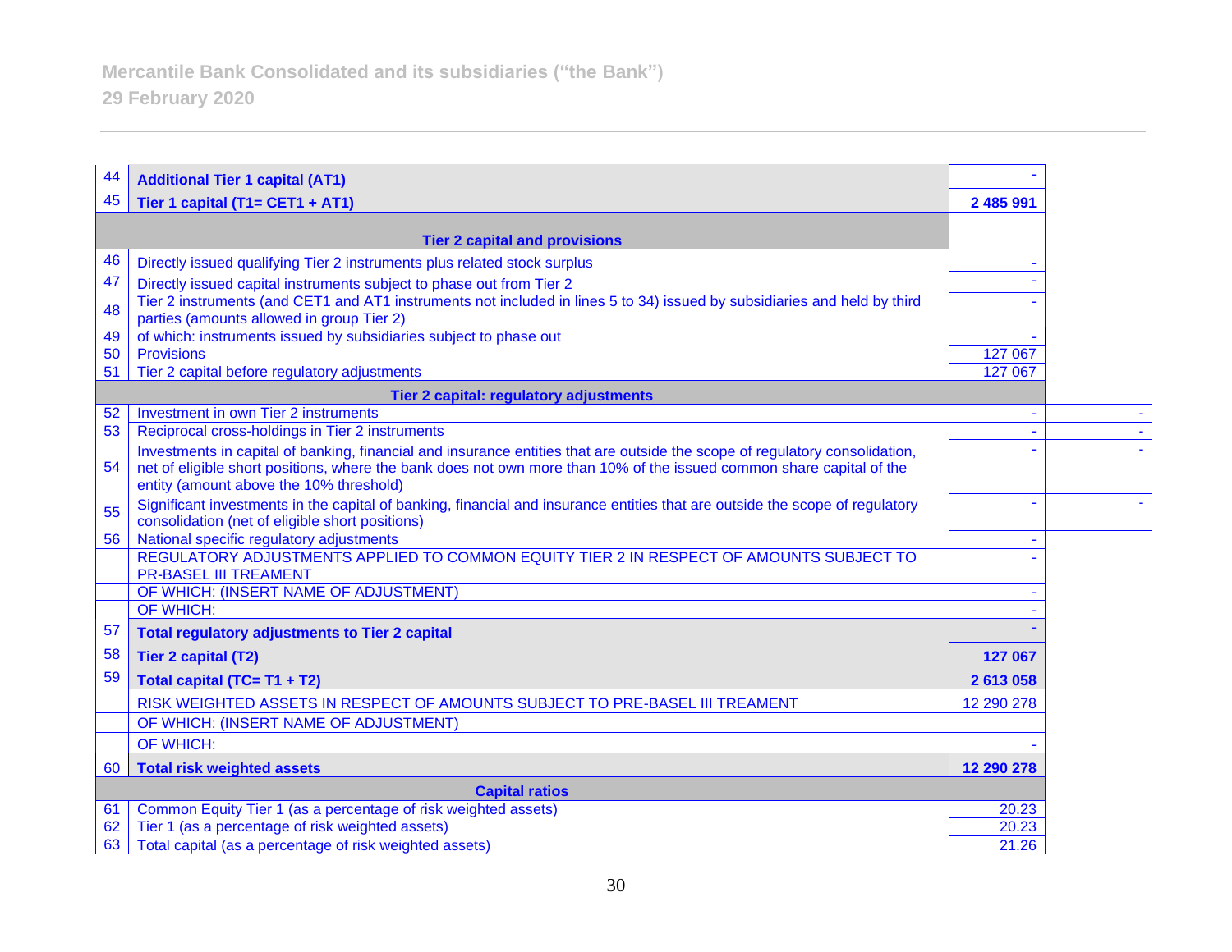| | | | |
|---|---|---|---|
| 44 | **Additional Tier 1 capital (AT1)** | - | |
| 45 | **Tier 1 capital (T1= CET1 + AT1)** | **2 485 991** | |
| | **Tier 2 capital and provisions** | | |
| 46 | Directly issued qualifying Tier 2 instruments plus related stock surplus | - | |
| 47 | Directly issued capital instruments subject to phase out from Tier 2 | - | |
| 48 | Tier 2 instruments (and CET1 and AT1 instruments not included in lines 5 to 34) issued by subsidiaries and held by third parties (amounts allowed in group Tier 2) | - | |
| 49 | of which: instruments issued by subsidiaries subject to phase out | - | |
| 50 | Provisions | 127 067 | |
| 51 | Tier 2 capital before regulatory adjustments | 127 067 | |
| | **Tier 2 capital: regulatory adjustments** | | |
| 52 | Investment in own Tier 2 instruments | - | - |
| 53 | Reciprocal cross-holdings in Tier 2 instruments | - | - |
| 54 | Investments in capital of banking, financial and insurance entities that are outside the scope of regulatory consolidation, net of eligible short positions, where the bank does not own more than 10% of the issued common share capital of the entity (amount above the 10% threshold) | - | - |
| 55 | Significant investments in the capital of banking, financial and insurance entities that are outside the scope of regulatory consolidation (net of eligible short positions) | - | - |
| 56 | National specific regulatory adjustments | - | |
| | REGULATORY ADJUSTMENTS APPLIED TO COMMON EQUITY TIER 2 IN RESPECT OF AMOUNTS SUBJECT TO PR-BASEL III TREAMENT | - | |
| | OF WHICH: (INSERT NAME OF ADJUSTMENT) | - | |
| | OF WHICH: | - | |
| 57 | **Total regulatory adjustments to Tier 2 capital** | - | |
| 58 | **Tier 2 capital (T2)** | **127 067** | |
| 59 | **Total capital (TC= T1 + T2)** | **2 613 058** | |
| | RISK WEIGHTED ASSETS IN RESPECT OF AMOUNTS SUBJECT TO PRE-BASEL III TREAMENT | 12 290 278 | |
| | OF WHICH: (INSERT NAME OF ADJUSTMENT) | | |
| | OF WHICH: | - | |
| 60 | **Total risk weighted assets** | **12 290 278** | |
| | **Capital ratios** | | |
| 61 | Common Equity Tier 1 (as a percentage of risk weighted assets) | 20.23 | |
| 62 | Tier 1 (as a percentage of risk weighted assets) | 20.23 | |
| 63 | Total capital (as a percentage of risk weighted assets) | 21.26 | |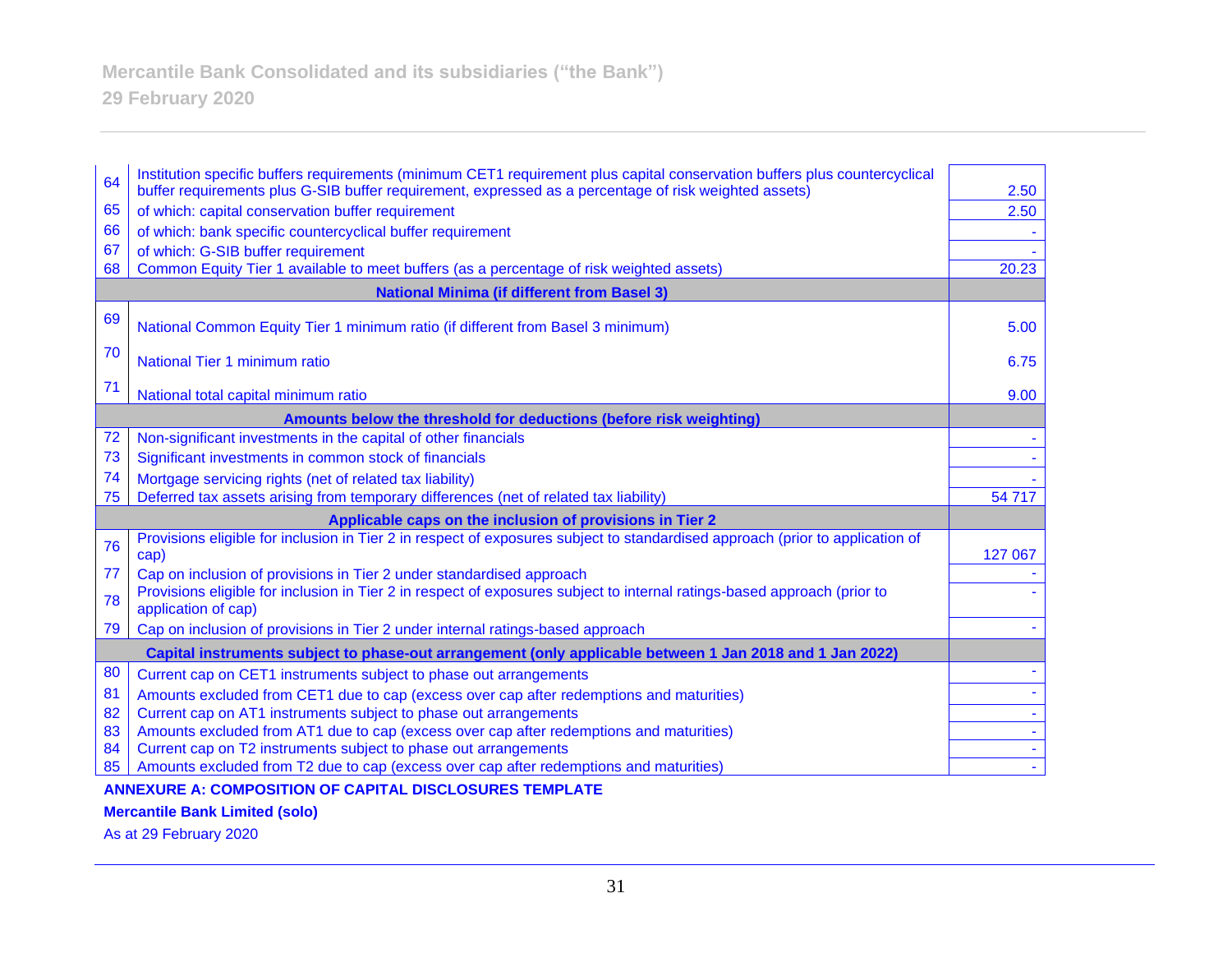| | | |
|---|---|---|
| 64 | Institution specific buffers requirements (minimum CET1 requirement plus capital conservation buffers plus countercyclical buffer requirements plus G-SIB buffer requirement, expressed as a percentage of risk weighted assets) | 2.50 |
| 65 | of which: capital conservation buffer requirement | 2.50 |
| 66 | of which: bank specific countercyclical buffer requirement | - |
| 67 | of which: G-SIB buffer requirement | - |
| 68 | Common Equity Tier 1 available to meet buffers (as a percentage of risk weighted assets) | 20.23 |
| | **National Minima (if different from Basel 3)** | |
| 69 | National Common Equity Tier 1 minimum ratio (if different from Basel 3 minimum) | 5.00 |
| 70 | National Tier 1 minimum ratio | 6.75 |
| 71 | National total capital minimum ratio | 9.00 |
| | **Amounts below the threshold for deductions (before risk weighting)** | |
| 72 | Non-significant investments in the capital of other financials | - |
| 73 | Significant investments in common stock of financials | - |
| 74 | Mortgage servicing rights (net of related tax liability) | - |
| 75 | Deferred tax assets arising from temporary differences (net of related tax liability) | 54 717 |
| | **Applicable caps on the inclusion of provisions in Tier 2** | |
| 76 | Provisions eligible for inclusion in Tier 2 in respect of exposures subject to standardised approach (prior to application of cap) | 127 067 |
| 77 | Cap on inclusion of provisions in Tier 2 under standardised approach | - |
| 78 | Provisions eligible for inclusion in Tier 2 in respect of exposures subject to internal ratings-based approach (prior to application of cap) | - |
| 79 | Cap on inclusion of provisions in Tier 2 under internal ratings-based approach | - |
| | **Capital instruments subject to phase-out arrangement (only applicable between 1 Jan 2018 and 1 Jan 2022)** | |
| 80 | Current cap on CET1 instruments subject to phase out arrangements | - |
| 81 | Amounts excluded from CET1 due to cap (excess over cap after redemptions and maturities) | - |
| 82 | Current cap on AT1 instruments subject to phase out arrangements | - |
| 83 | Amounts excluded from AT1 due to cap (excess over cap after redemptions and maturities) | - |
| 84 | Current cap on T2 instruments subject to phase out arrangements | - |
| 85 | Amounts excluded from T2 due to cap (excess over cap after redemptions and maturities) | - |

**ANNEXURE A: COMPOSITION OF CAPITAL DISCLOSURES TEMPLATE**

**Mercantile Bank Limited (solo)**

As at 29 February 2020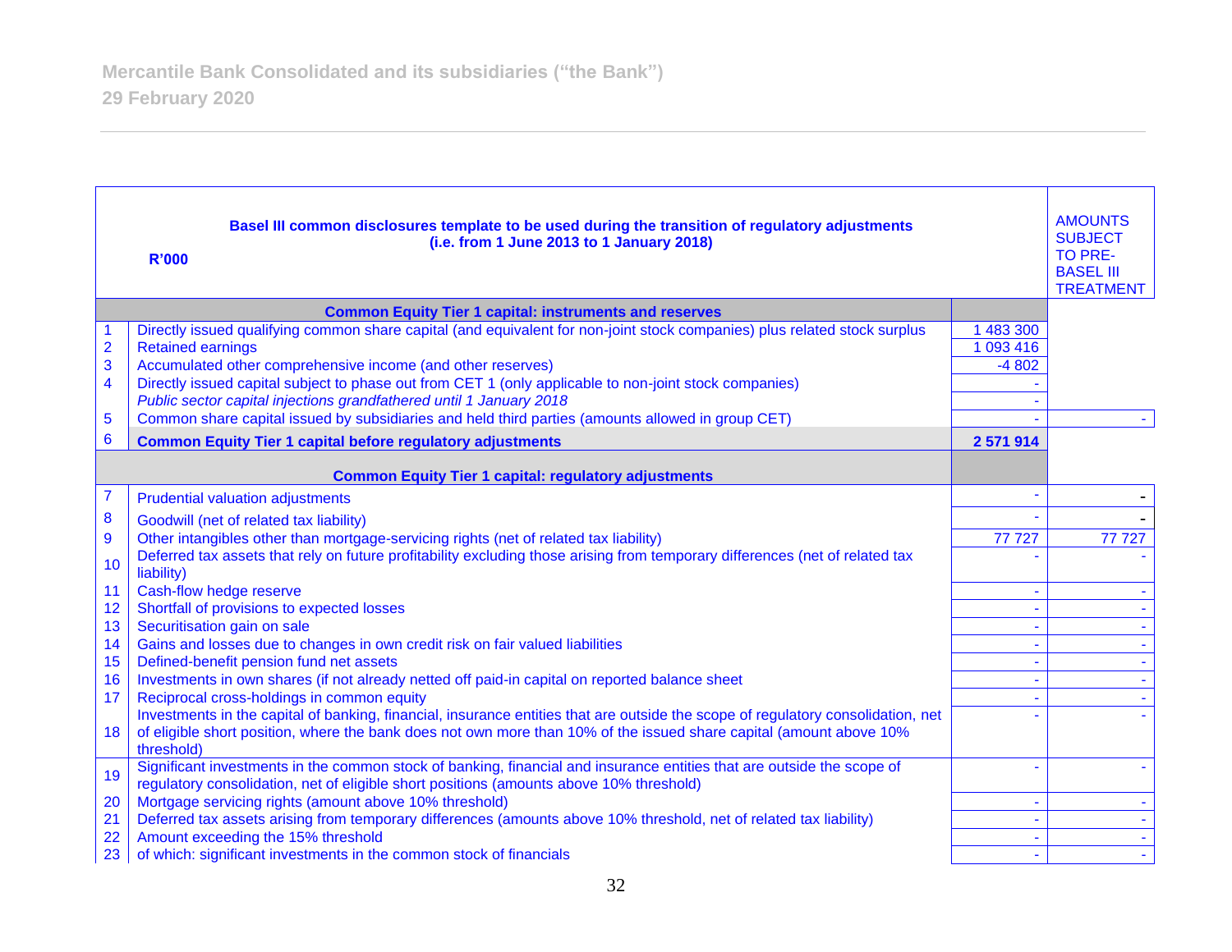| | Basel III common disclosures template to be used during the transition of regulatory adjustments (i.e. from 1 June 2013 to 1 January 2018) R'000 | | AMOUNTS SUBJECT TO PRE-BASEL III TREATMENT |
|---|---|---|---|
| | **Common Equity Tier 1 capital: instruments and reserves** | | |
| 1 | Directly issued qualifying common share capital (and equivalent for non-joint stock companies) plus related stock surplus | 1 483 300 | |
| 2 | Retained earnings | 1 093 416 | |
| 3 | Accumulated other comprehensive income (and other reserves) | -4 802 | |
| 4 | Directly issued capital subject to phase out from CET 1 (only applicable to non-joint stock companies) | - | |
| | *Public sector capital injections grandfathered until 1 January 2018* | - | |
| 5 | Common share capital issued by subsidiaries and held third parties (amounts allowed in group CET) | - | - |
| 6 | **Common Equity Tier 1 capital before regulatory adjustments** | **2 571 914** | |
| | **Common Equity Tier 1 capital: regulatory adjustments** | | |
| 7 | Prudential valuation adjustments | - | - |
| 8 | Goodwill (net of related tax liability) | - | - |
| 9 | Other intangibles other than mortgage-servicing rights (net of related tax liability) | 77 727 | 77 727 |
| 10 | Deferred tax assets that rely on future profitability excluding those arising from temporary differences (net of related tax liability) | - | - |
| 11 | Cash-flow hedge reserve | - | - |
| 12 | Shortfall of provisions to expected losses | - | - |
| 13 | Securitisation gain on sale | - | - |
| 14 | Gains and losses due to changes in own credit risk on fair valued liabilities | - | - |
| 15 | Defined-benefit pension fund net assets | - | - |
| 16 | Investments in own shares (if not already netted off paid-in capital on reported balance sheet | - | - |
| 17 | Reciprocal cross-holdings in common equity | - | - |
| 18 | Investments in the capital of banking, financial, insurance entities that are outside the scope of regulatory consolidation, net of eligible short position, where the bank does not own more than 10% of the issued share capital (amount above 10% threshold) | - | - |
| 19 | Significant investments in the common stock of banking, financial and insurance entities that are outside the scope of regulatory consolidation, net of eligible short positions (amounts above 10% threshold) | - | - |
| 20 | Mortgage servicing rights (amount above 10% threshold) | - | - |
| 21 | Deferred tax assets arising from temporary differences (amounts above 10% threshold, net of related tax liability) | - | - |
| 22 | Amount exceeding the 15% threshold | - | - |
| 23 | of which: significant investments in the common stock of financials | - | - |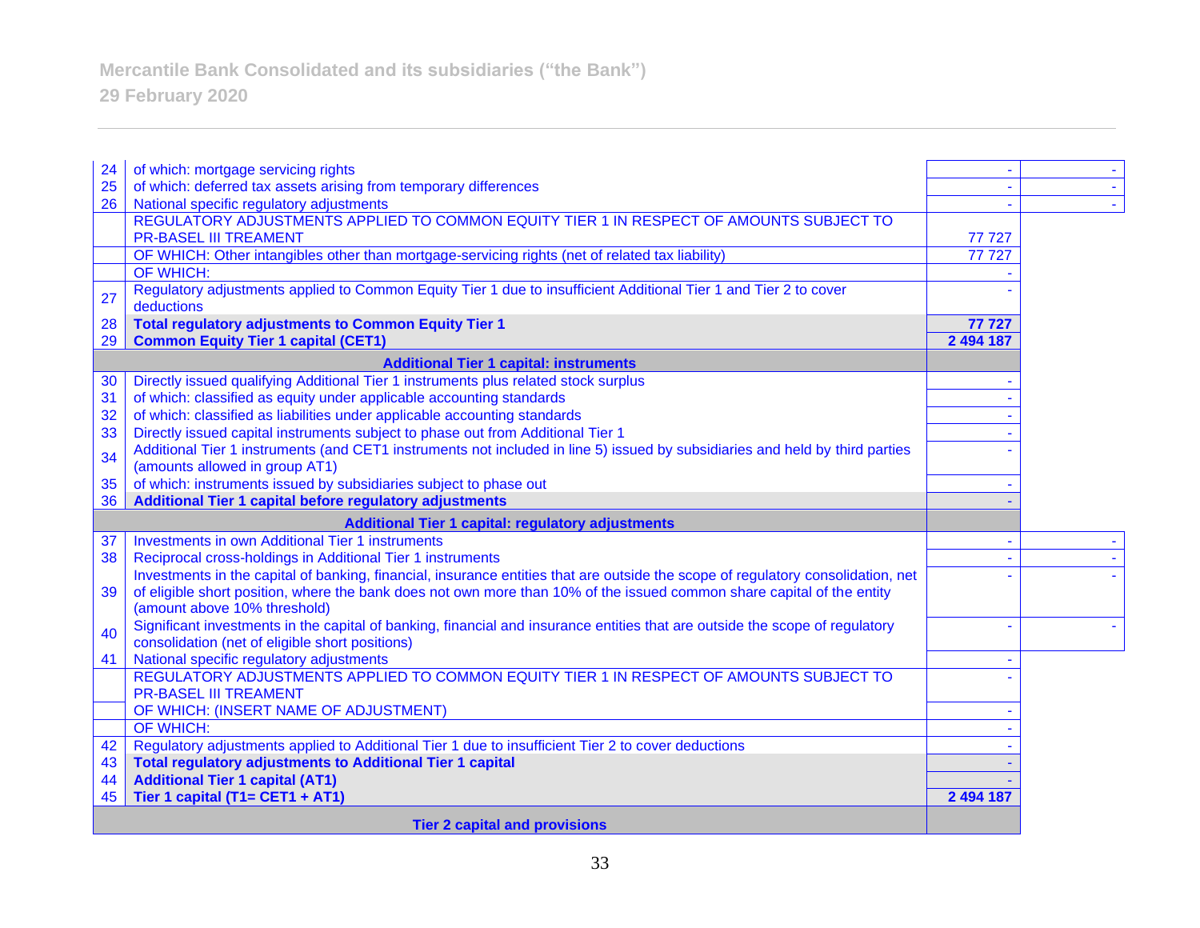| | | | |
|---|---|---|---|
| 24 | of which: mortgage servicing rights | - | - |
| 25 | of which: deferred tax assets arising from temporary differences | - | - |
| 26 | National specific regulatory adjustments | - | - |
| | REGULATORY ADJUSTMENTS APPLIED TO COMMON EQUITY TIER 1 IN RESPECT OF AMOUNTS SUBJECT TO PR-BASEL III TREAMENT | 77 727 | |
| | OF WHICH: Other intangibles other than mortgage-servicing rights (net of related tax liability) | 77 727 | |
| | OF WHICH: | - | |
| 27 | Regulatory adjustments applied to Common Equity Tier 1 due to insufficient Additional Tier 1 and Tier 2 to cover deductions | - | |
| 28 | **Total regulatory adjustments to Common Equity Tier 1** | **77 727** | |
| 29 | **Common Equity Tier 1 capital (CET1)** | **2 494 187** | |
| | **Additional Tier 1 capital: instruments** | | |
| 30 | Directly issued qualifying Additional Tier 1 instruments plus related stock surplus | - | |
| 31 | of which: classified as equity under applicable accounting standards | - | |
| 32 | of which: classified as liabilities under applicable accounting standards | - | |
| 33 | Directly issued capital instruments subject to phase out from Additional Tier 1 | - | |
| 34 | Additional Tier 1 instruments (and CET1 instruments not included in line 5) issued by subsidiaries and held by third parties (amounts allowed in group AT1) | - | |
| 35 | of which: instruments issued by subsidiaries subject to phase out | - | |
| 36 | **Additional Tier 1 capital before regulatory adjustments** | - | |
| | **Additional Tier 1 capital: regulatory adjustments** | | |
| 37 | Investments in own Additional Tier 1 instruments | - | - |
| 38 | Reciprocal cross-holdings in Additional Tier 1 instruments | - | - |
| 39 | Investments in the capital of banking, financial, insurance entities that are outside the scope of regulatory consolidation, net of eligible short position, where the bank does not own more than 10% of the issued common share capital of the entity (amount above 10% threshold) | - | - |
| 40 | Significant investments in the capital of banking, financial and insurance entities that are outside the scope of regulatory consolidation (net of eligible short positions) | - | - |
| 41 | National specific regulatory adjustments | - | |
| | REGULATORY ADJUSTMENTS APPLIED TO COMMON EQUITY TIER 1 IN RESPECT OF AMOUNTS SUBJECT TO PR-BASEL III TREAMENT | - | |
| | OF WHICH: (INSERT NAME OF ADJUSTMENT) | - | |
| | OF WHICH: | - | |
| 42 | Regulatory adjustments applied to Additional Tier 1 due to insufficient Tier 2 to cover deductions | - | |
| 43 | **Total regulatory adjustments to Additional Tier 1 capital** | - | |
| 44 | **Additional Tier 1 capital (AT1)** | - | |
| 45 | **Tier 1 capital (T1= CET1 + AT1)** | **2 494 187** | |
| | **Tier 2 capital and provisions** | | |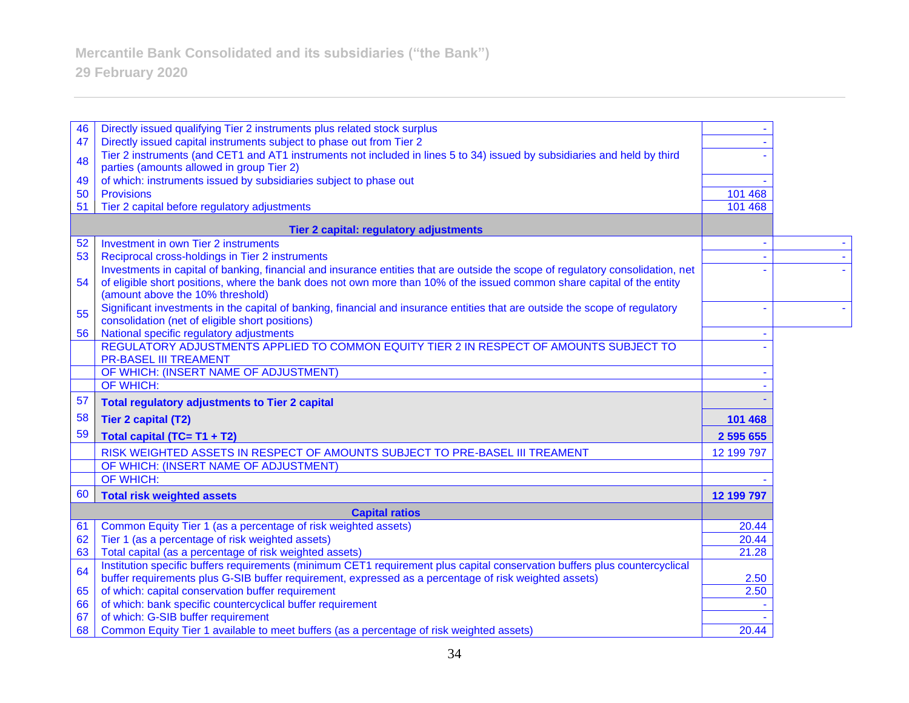| | | | |
|---|---|---|---|
| 46 | Directly issued qualifying Tier 2 instruments plus related stock surplus | - | |
| 47 | Directly issued capital instruments subject to phase out from Tier 2 | - | |
| 48 | Tier 2 instruments (and CET1 and AT1 instruments not included in lines 5 to 34) issued by subsidiaries and held by third parties (amounts allowed in group Tier 2) | - | |
| 49 | of which: instruments issued by subsidiaries subject to phase out | - | |
| 50 | Provisions | 101 468 | |
| 51 | Tier 2 capital before regulatory adjustments | 101 468 | |
| | **Tier 2 capital: regulatory adjustments** | | |
| 52 | Investment in own Tier 2 instruments | - | - |
| 53 | Reciprocal cross-holdings in Tier 2 instruments | - | - |
| 54 | Investments in capital of banking, financial and insurance entities that are outside the scope of regulatory consolidation, net of eligible short positions, where the bank does not own more than 10% of the issued common share capital of the entity (amount above the 10% threshold) | - | - |
| 55 | Significant investments in the capital of banking, financial and insurance entities that are outside the scope of regulatory consolidation (net of eligible short positions) | - | - |
| 56 | National specific regulatory adjustments | - | |
| | REGULATORY ADJUSTMENTS APPLIED TO COMMON EQUITY TIER 2 IN RESPECT OF AMOUNTS SUBJECT TO PR-BASEL III TREAMENT | - | |
| | OF WHICH: (INSERT NAME OF ADJUSTMENT) | - | |
| | OF WHICH: | - | |
| 57 | **Total regulatory adjustments to Tier 2 capital** | - | |
| 58 | **Tier 2 capital (T2)** | **101 468** | |
| 59 | **Total capital (TC= T1 + T2)** | **2 595 655** | |
| | RISK WEIGHTED ASSETS IN RESPECT OF AMOUNTS SUBJECT TO PRE-BASEL III TREAMENT | 12 199 797 | |
| | OF WHICH: (INSERT NAME OF ADJUSTMENT) | | |
| | OF WHICH: | - | |
| 60 | **Total risk weighted assets** | **12 199 797** | |
| | **Capital ratios** | | |
| 61 | Common Equity Tier 1 (as a percentage of risk weighted assets) | 20.44 | |
| 62 | Tier 1 (as a percentage of risk weighted assets) | 20.44 | |
| 63 | Total capital (as a percentage of risk weighted assets) | 21.28 | |
| 64 | Institution specific buffers requirements (minimum CET1 requirement plus capital conservation buffers plus countercyclical buffer requirements plus G-SIB buffer requirement, expressed as a percentage of risk weighted assets) | 2.50 | |
| 65 | of which: capital conservation buffer requirement | 2.50 | |
| 66 | of which: bank specific countercyclical buffer requirement | - | |
| 67 | of which: G-SIB buffer requirement | - | |
| 68 | Common Equity Tier 1 available to meet buffers (as a percentage of risk weighted assets) | 20.44 | |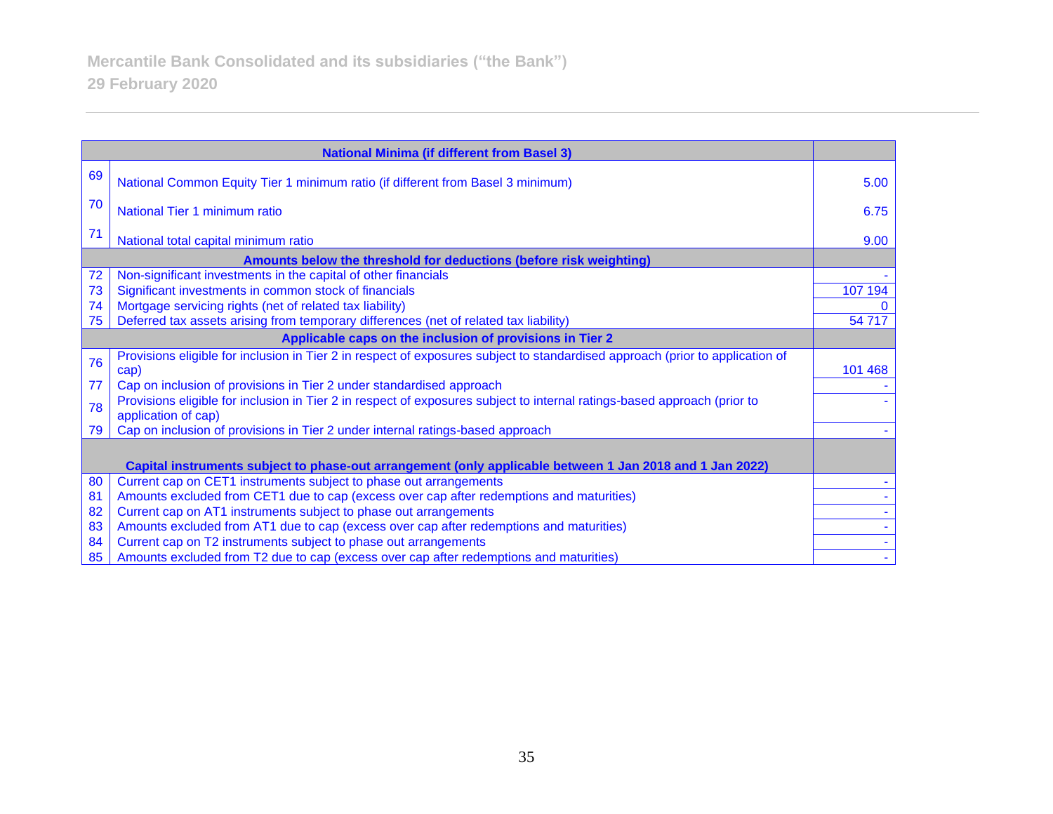| | National Minima (if different from Basel 3) | |
|---|---|---|
| 69 | National Common Equity Tier 1 minimum ratio (if different from Basel 3 minimum) | 5.00 |
| 70 | National Tier 1 minimum ratio | 6.75 |
| 71 | National total capital minimum ratio | 9.00 |
| | **Amounts below the threshold for deductions (before risk weighting)** | |
| 72 | Non-significant investments in the capital of other financials | - |
| 73 | Significant investments in common stock of financials | 107 194 |
| 74 | Mortgage servicing rights (net of related tax liability) | 0 |
| 75 | Deferred tax assets arising from temporary differences (net of related tax liability) | 54 717 |
| | **Applicable caps on the inclusion of provisions in Tier 2** | |
| 76 | Provisions eligible for inclusion in Tier 2 in respect of exposures subject to standardised approach (prior to application of cap) | 101 468 |
| 77 | Cap on inclusion of provisions in Tier 2 under standardised approach | - |
| 78 | Provisions eligible for inclusion in Tier 2 in respect of exposures subject to internal ratings-based approach (prior to application of cap) | - |
| 79 | Cap on inclusion of provisions in Tier 2 under internal ratings-based approach | - |
| | **Capital instruments subject to phase-out arrangement (only applicable between 1 Jan 2018 and 1 Jan 2022)** | |
| 80 | Current cap on CET1 instruments subject to phase out arrangements | - |
| 81 | Amounts excluded from CET1 due to cap (excess over cap after redemptions and maturities) | - |
| 82 | Current cap on AT1 instruments subject to phase out arrangements | - |
| 83 | Amounts excluded from AT1 due to cap (excess over cap after redemptions and maturities) | - |
| 84 | Current cap on T2 instruments subject to phase out arrangements | - |
| 85 | Amounts excluded from T2 due to cap (excess over cap after redemptions and maturities) | - |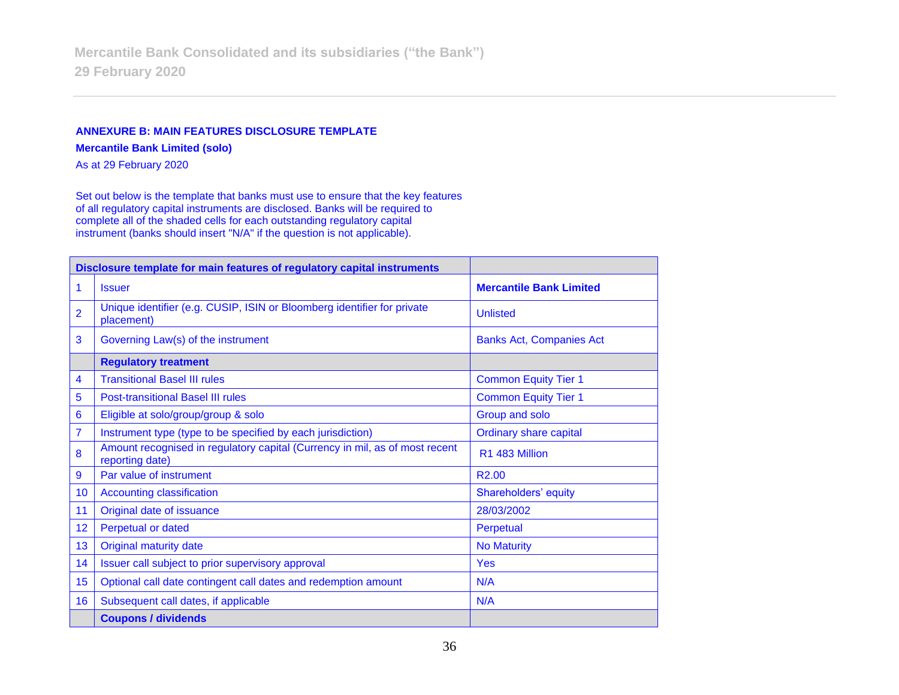**ANNEXURE B: MAIN FEATURES DISCLOSURE TEMPLATE**

**Mercantile Bank Limited (solo)**

As at 29 February 2020

Set out below is the template that banks must use to ensure that the key features of all regulatory capital instruments are disclosed. Banks will be required to complete all of the shaded cells for each outstanding regulatory capital instrument (banks should insert "N/A" if the question is not applicable).

| **Disclosure template for main features of regulatory capital instruments** | | |
|---|---|---|
| 1 | Issuer | **Mercantile Bank Limited** |
| 2 | Unique identifier (e.g. CUSIP, ISIN or Bloomberg identifier for private placement) | Unlisted |
| 3 | Governing Law(s) of the instrument | Banks Act, Companies Act |
| | **Regulatory treatment** | |
| 4 | Transitional Basel III rules | Common Equity Tier 1 |
| 5 | Post-transitional Basel III rules | Common Equity Tier 1 |
| 6 | Eligible at solo/group/group & solo | Group and solo |
| 7 | Instrument type (type to be specified by each jurisdiction) | Ordinary share capital |
| 8 | Amount recognised in regulatory capital (Currency in mil, as of most recent reporting date) | R1 483 Million |
| 9 | Par value of instrument | R2.00 |
| 10 | Accounting classification | Shareholders' equity |
| 11 | Original date of issuance | 28/03/2002 |
| 12 | Perpetual or dated | Perpetual |
| 13 | Original maturity date | No Maturity |
| 14 | Issuer call subject to prior supervisory approval | Yes |
| 15 | Optional call date contingent call dates and redemption amount | N/A |
| 16 | Subsequent call dates, if applicable | N/A |
| | **Coupons / dividends** | |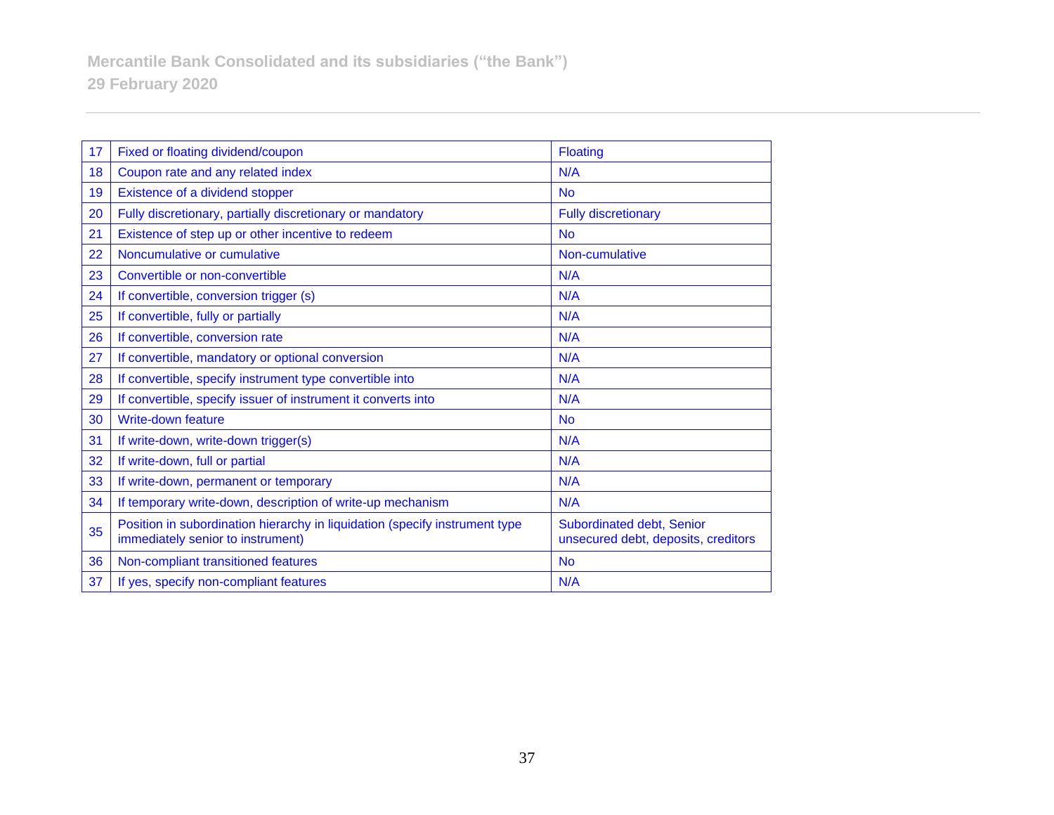| | | |
|---|---|---|
| 17 | Fixed or floating dividend/coupon | Floating |
| 18 | Coupon rate and any related index | N/A |
| 19 | Existence of a dividend stopper | No |
| 20 | Fully discretionary, partially discretionary or mandatory | Fully discretionary |
| 21 | Existence of step up or other incentive to redeem | No |
| 22 | Noncumulative or cumulative | Non-cumulative |
| 23 | Convertible or non-convertible | N/A |
| 24 | If convertible, conversion trigger (s) | N/A |
| 25 | If convertible, fully or partially | N/A |
| 26 | If convertible, conversion rate | N/A |
| 27 | If convertible, mandatory or optional conversion | N/A |
| 28 | If convertible, specify instrument type convertible into | N/A |
| 29 | If convertible, specify issuer of instrument it converts into | N/A |
| 30 | Write-down feature | No |
| 31 | If write-down, write-down trigger(s) | N/A |
| 32 | If write-down, full or partial | N/A |
| 33 | If write-down, permanent or temporary | N/A |
| 34 | If temporary write-down, description of write-up mechanism | N/A |
| 35 | Position in subordination hierarchy in liquidation (specify instrument type immediately senior to instrument) | Subordinated debt, Senior unsecured debt, deposits, creditors |
| 36 | Non-compliant transitioned features | No |
| 37 | If yes, specify non-compliant features | N/A |